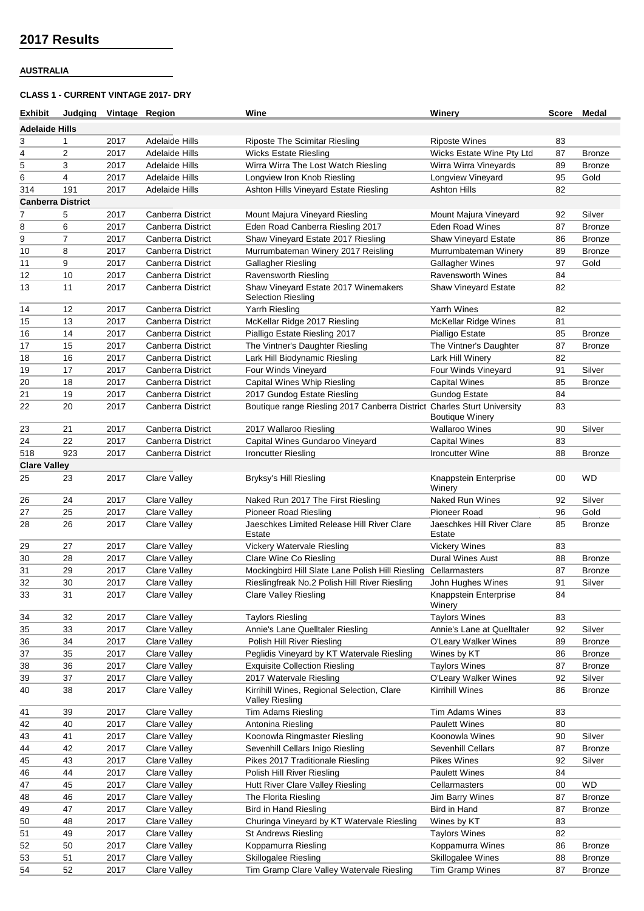# 2017 Results

**AUSTRALIA**

**CLASS 1 - CURRENT VINTAGE 2017- DRY**

| Exhibit | Judging | Vintage | Region | Wine | Winery | Score | Medal |
|---|---|---|---|---|---|---|---|
| **Adelaide Hills** | | | | | | | |
| 3 | 1 | 2017 | Adelaide Hills | Riposte The Scimitar Riesling | Riposte Wines | 83 | |
| 4 | 2 | 2017 | Adelaide Hills | Wicks Estate Riesling | Wicks Estate Wine Pty Ltd | 87 | Bronze |
| 5 | 3 | 2017 | Adelaide Hills | Wirra Wirra The Lost Watch Riesling | Wirra Wirra Vineyards | 89 | Bronze |
| 6 | 4 | 2017 | Adelaide Hills | Longview Iron Knob Riesling | Longview Vineyard | 95 | Gold |
| 314 | 191 | 2017 | Adelaide Hills | Ashton Hills Vineyard Estate Riesling | Ashton Hills | 82 | |
| **Canberra District** | | | | | | | |
| 7 | 5 | 2017 | Canberra District | Mount Majura Vineyard Riesling | Mount Majura Vineyard | 92 | Silver |
| 8 | 6 | 2017 | Canberra District | Eden Road Canberra Riesling 2017 | Eden Road Wines | 87 | Bronze |
| 9 | 7 | 2017 | Canberra District | Shaw Vineyard Estate 2017 Riesling | Shaw Vineyard Estate | 86 | Bronze |
| 10 | 8 | 2017 | Canberra District | Murrumbateman Winery 2017 Reisling | Murrumbateman Winery | 89 | Bronze |
| 11 | 9 | 2017 | Canberra District | Gallagher Riesling | Gallagher Wines | 97 | Gold |
| 12 | 10 | 2017 | Canberra District | Ravensworth Riesling | Ravensworth Wines | 84 | |
| 13 | 11 | 2017 | Canberra District | Shaw Vineyard Estate 2017 Winemakers Selection Riesling | Shaw Vineyard Estate | 82 | |
| 14 | 12 | 2017 | Canberra District | Yarrh Riesling | Yarrh Wines | 82 | |
| 15 | 13 | 2017 | Canberra District | McKellar Ridge 2017 Riesling | McKellar Ridge Wines | 81 | |
| 16 | 14 | 2017 | Canberra District | Pialligo Estate Riesling 2017 | Pialligo Estate | 85 | Bronze |
| 17 | 15 | 2017 | Canberra District | The Vintner's Daughter Riesling | The Vintner's Daughter | 87 | Bronze |
| 18 | 16 | 2017 | Canberra District | Lark Hill Biodynamic Riesling | Lark Hill Winery | 82 | |
| 19 | 17 | 2017 | Canberra District | Four Winds Vineyard | Four Winds Vineyard | 91 | Silver |
| 20 | 18 | 2017 | Canberra District | Capital Wines Whip Riesling | Capital Wines | 85 | Bronze |
| 21 | 19 | 2017 | Canberra District | 2017 Gundog Estate Riesling | Gundog Estate | 84 | |
| 22 | 20 | 2017 | Canberra District | Boutique range Riesling 2017 Canberra District | Charles Sturt University Boutique Winery | 83 | |
| 23 | 21 | 2017 | Canberra District | 2017 Wallaroo Riesling | Wallaroo Wines | 90 | Silver |
| 24 | 22 | 2017 | Canberra District | Capital Wines Gundaroo Vineyard | Capital Wines | 83 | |
| 518 | 923 | 2017 | Canberra District | Ironcutter Riesling | Ironcutter Wine | 88 | Bronze |
| **Clare Valley** | | | | | | | |
| 25 | 23 | 2017 | Clare Valley | Bryksy's Hill Riesling | Knappstein Enterprise Winery | 00 | WD |
| 26 | 24 | 2017 | Clare Valley | Naked Run 2017 The First Riesling | Naked Run Wines | 92 | Silver |
| 27 | 25 | 2017 | Clare Valley | Pioneer Road Riesling | Pioneer Road | 96 | Gold |
| 28 | 26 | 2017 | Clare Valley | Jaeschkes Limited Release Hill River Clare Estate | Jaeschkes Hill River Clare Estate | 85 | Bronze |
| 29 | 27 | 2017 | Clare Valley | Vickery Watervale Riesling | Vickery Wines | 83 | |
| 30 | 28 | 2017 | Clare Valley | Clare Wine Co Riesling | Dural Wines Aust | 88 | Bronze |
| 31 | 29 | 2017 | Clare Valley | Mockingbird Hill Slate Lane Polish Hill Riesling | Cellarmasters | 87 | Bronze |
| 32 | 30 | 2017 | Clare Valley | Rieslingfreak No.2 Polish Hill River Riesling | John Hughes Wines | 91 | Silver |
| 33 | 31 | 2017 | Clare Valley | Clare Valley Riesling | Knappstein Enterprise Winery | 84 | |
| 34 | 32 | 2017 | Clare Valley | Taylors Riesling | Taylors Wines | 83 | |
| 35 | 33 | 2017 | Clare Valley | Annie's Lane Quelltaler Riesling | Annie's Lane at Quelltaler | 92 | Silver |
| 36 | 34 | 2017 | Clare Valley | Polish Hill River Riesling | O'Leary Walker Wines | 89 | Bronze |
| 37 | 35 | 2017 | Clare Valley | Peglidis Vineyard by KT Watervale Riesling | Wines by KT | 86 | Bronze |
| 38 | 36 | 2017 | Clare Valley | Exquisite Collection Riesling | Taylors Wines | 87 | Bronze |
| 39 | 37 | 2017 | Clare Valley | 2017 Watervale Riesling | O'Leary Walker Wines | 92 | Silver |
| 40 | 38 | 2017 | Clare Valley | Kirrihill Wines, Regional Selection, Clare Valley Riesling | Kirrihill Wines | 86 | Bronze |
| 41 | 39 | 2017 | Clare Valley | Tim Adams Riesling | Tim Adams Wines | 83 | |
| 42 | 40 | 2017 | Clare Valley | Antonina Riesling | Paulett Wines | 80 | |
| 43 | 41 | 2017 | Clare Valley | Koonowla Ringmaster Riesling | Koonowla Wines | 90 | Silver |
| 44 | 42 | 2017 | Clare Valley | Sevenhill Cellars Inigo Riesling | Sevenhill Cellars | 87 | Bronze |
| 45 | 43 | 2017 | Clare Valley | Pikes 2017 Traditionale Riesling | Pikes Wines | 92 | Silver |
| 46 | 44 | 2017 | Clare Valley | Polish Hill River Riesling | Paulett Wines | 84 | |
| 47 | 45 | 2017 | Clare Valley | Hutt River Clare Valley Riesling | Cellarmasters | 00 | WD |
| 48 | 46 | 2017 | Clare Valley | The Florita Riesling | Jim Barry Wines | 87 | Bronze |
| 49 | 47 | 2017 | Clare Valley | Bird in Hand Riesling | Bird in Hand | 87 | Bronze |
| 50 | 48 | 2017 | Clare Valley | Churinga Vineyard by KT Watervale Riesling | Wines by KT | 83 | |
| 51 | 49 | 2017 | Clare Valley | St Andrews Riesling | Taylors Wines | 82 | |
| 52 | 50 | 2017 | Clare Valley | Koppamurra Riesling | Koppamurra Wines | 86 | Bronze |
| 53 | 51 | 2017 | Clare Valley | Skillogalee Riesling | Skillogalee Wines | 88 | Bronze |
| 54 | 52 | 2017 | Clare Valley | Tim Gramp Clare Valley Watervale Riesling | Tim Gramp Wines | 87 | Bronze |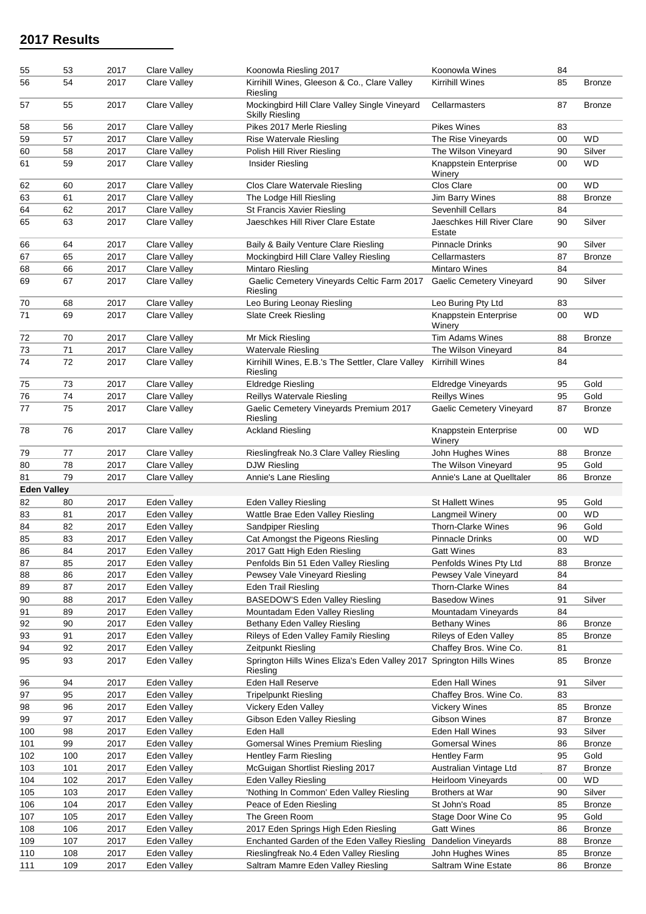## 2017 Results

| | | | | | | | |
|---|---|---|---|---|---|---|---|
| 55 | 53 | 2017 | Clare Valley | Koonowla Riesling 2017 | Koonowla Wines | 84 | |
| 56 | 54 | 2017 | Clare Valley | Kirrihill Wines, Gleeson & Co., Clare Valley Riesling | Kirrihill Wines | 85 | Bronze |
| 57 | 55 | 2017 | Clare Valley | Mockingbird Hill Clare Valley Single Vineyard Skilly Riesling | Cellarmasters | 87 | Bronze |
| 58 | 56 | 2017 | Clare Valley | Pikes 2017 Merle Riesling | Pikes Wines | 83 | |
| 59 | 57 | 2017 | Clare Valley | Rise Watervale Riesling | The Rise Vineyards | 00 | WD |
| 60 | 58 | 2017 | Clare Valley | Polish Hill River Riesling | The Wilson Vineyard | 90 | Silver |
| 61 | 59 | 2017 | Clare Valley | Insider Riesling | Knappstein Enterprise Winery | 00 | WD |
| 62 | 60 | 2017 | Clare Valley | Clos Clare Watervale Riesling | Clos Clare | 00 | WD |
| 63 | 61 | 2017 | Clare Valley | The Lodge Hill Riesling | Jim Barry Wines | 88 | Bronze |
| 64 | 62 | 2017 | Clare Valley | St Francis Xavier Riesling | Sevenhill Cellars | 84 | |
| 65 | 63 | 2017 | Clare Valley | Jaeschkes Hill River Clare Estate | Jaeschkes Hill River Clare Estate | 90 | Silver |
| 66 | 64 | 2017 | Clare Valley | Baily & Baily Venture Clare Riesling | Pinnacle Drinks | 90 | Silver |
| 67 | 65 | 2017 | Clare Valley | Mockingbird Hill Clare Valley Riesling | Cellarmasters | 87 | Bronze |
| 68 | 66 | 2017 | Clare Valley | Mintaro Riesling | Mintaro Wines | 84 | |
| 69 | 67 | 2017 | Clare Valley | Gaelic Cemetery Vineyards Celtic Farm 2017 Riesling | Gaelic Cemetery Vineyard | 90 | Silver |
| 70 | 68 | 2017 | Clare Valley | Leo Buring Leonay Riesling | Leo Buring Pty Ltd | 83 | |
| 71 | 69 | 2017 | Clare Valley | Slate Creek Riesling | Knappstein Enterprise Winery | 00 | WD |
| 72 | 70 | 2017 | Clare Valley | Mr Mick Riesling | Tim Adams Wines | 88 | Bronze |
| 73 | 71 | 2017 | Clare Valley | Watervale Riesling | The Wilson Vineyard | 84 | |
| 74 | 72 | 2017 | Clare Valley | Kirrihill Wines, E.B.'s The Settler, Clare Valley Riesling | Kirrihill Wines | 84 | |
| 75 | 73 | 2017 | Clare Valley | Eldredge Riesling | Eldredge Vineyards | 95 | Gold |
| 76 | 74 | 2017 | Clare Valley | Reillys Watervale Riesling | Reillys Wines | 95 | Gold |
| 77 | 75 | 2017 | Clare Valley | Gaelic Cemetery Vineyards Premium 2017 Riesling | Gaelic Cemetery Vineyard | 87 | Bronze |
| 78 | 76 | 2017 | Clare Valley | Ackland Riesling | Knappstein Enterprise Winery | 00 | WD |
| 79 | 77 | 2017 | Clare Valley | Rieslingfreak No.3 Clare Valley Riesling | John Hughes Wines | 88 | Bronze |
| 80 | 78 | 2017 | Clare Valley | DJW Riesling | The Wilson Vineyard | 95 | Gold |
| 81 | 79 | 2017 | Clare Valley | Annie's Lane Riesling | Annie's Lane at Quelltaler | 86 | Bronze |
| **Eden Valley** | | | | | | | |
| 82 | 80 | 2017 | Eden Valley | Eden Valley Riesling | St Hallett Wines | 95 | Gold |
| 83 | 81 | 2017 | Eden Valley | Wattle Brae Eden Valley Riesling | Langmeil Winery | 00 | WD |
| 84 | 82 | 2017 | Eden Valley | Sandpiper Riesling | Thorn-Clarke Wines | 96 | Gold |
| 85 | 83 | 2017 | Eden Valley | Cat Amongst the Pigeons Riesling | Pinnacle Drinks | 00 | WD |
| 86 | 84 | 2017 | Eden Valley | 2017 Gatt High Eden Riesling | Gatt Wines | 83 | |
| 87 | 85 | 2017 | Eden Valley | Penfolds Bin 51 Eden Valley Riesling | Penfolds Wines Pty Ltd | 88 | Bronze |
| 88 | 86 | 2017 | Eden Valley | Pewsey Vale Vineyard Riesling | Pewsey Vale Vineyard | 84 | |
| 89 | 87 | 2017 | Eden Valley | Eden Trail Riesling | Thorn-Clarke Wines | 84 | |
| 90 | 88 | 2017 | Eden Valley | BASEDOW'S Eden Valley Riesling | Basedow Wines | 91 | Silver |
| 91 | 89 | 2017 | Eden Valley | Mountadam Eden Valley Riesling | Mountadam Vineyards | 84 | |
| 92 | 90 | 2017 | Eden Valley | Bethany Eden Valley Riesling | Bethany Wines | 86 | Bronze |
| 93 | 91 | 2017 | Eden Valley | Rileys of Eden Valley Family Riesling | Rileys of Eden Valley | 85 | Bronze |
| 94 | 92 | 2017 | Eden Valley | Zeitpunkt Riesling | Chaffey Bros. Wine Co. | 81 | |
| 95 | 93 | 2017 | Eden Valley | Springton Hills Wines Eliza's Eden Valley 2017 Riesling | Springton Hills Wines | 85 | Bronze |
| 96 | 94 | 2017 | Eden Valley | Eden Hall Reserve | Eden Hall Wines | 91 | Silver |
| 97 | 95 | 2017 | Eden Valley | Tripelpunkt Riesling | Chaffey Bros. Wine Co. | 83 | |
| 98 | 96 | 2017 | Eden Valley | Vickery Eden Valley | Vickery Wines | 85 | Bronze |
| 99 | 97 | 2017 | Eden Valley | Gibson Eden Valley Riesling | Gibson Wines | 87 | Bronze |
| 100 | 98 | 2017 | Eden Valley | Eden Hall | Eden Hall Wines | 93 | Silver |
| 101 | 99 | 2017 | Eden Valley | Gomersal Wines Premium Riesling | Gomersal Wines | 86 | Bronze |
| 102 | 100 | 2017 | Eden Valley | Hentley Farm Riesling | Hentley Farm | 95 | Gold |
| 103 | 101 | 2017 | Eden Valley | McGuigan Shortlist Riesling 2017 | Australian Vintage Ltd | 87 | Bronze |
| 104 | 102 | 2017 | Eden Valley | Eden Valley Riesling | Heirloom Vineyards | 00 | WD |
| 105 | 103 | 2017 | Eden Valley | 'Nothing In Common' Eden Valley Riesling | Brothers at War | 90 | Silver |
| 106 | 104 | 2017 | Eden Valley | Peace of Eden Riesling | St John's Road | 85 | Bronze |
| 107 | 105 | 2017 | Eden Valley | The Green Room | Stage Door Wine Co | 95 | Gold |
| 108 | 106 | 2017 | Eden Valley | 2017 Eden Springs High Eden Riesling | Gatt Wines | 86 | Bronze |
| 109 | 107 | 2017 | Eden Valley | Enchanted Garden of the Eden Valley Riesling | Dandelion Vineyards | 88 | Bronze |
| 110 | 108 | 2017 | Eden Valley | Rieslingfreak No.4 Eden Valley Riesling | John Hughes Wines | 85 | Bronze |
| 111 | 109 | 2017 | Eden Valley | Saltram Mamre Eden Valley Riesling | Saltram Wine Estate | 86 | Bronze |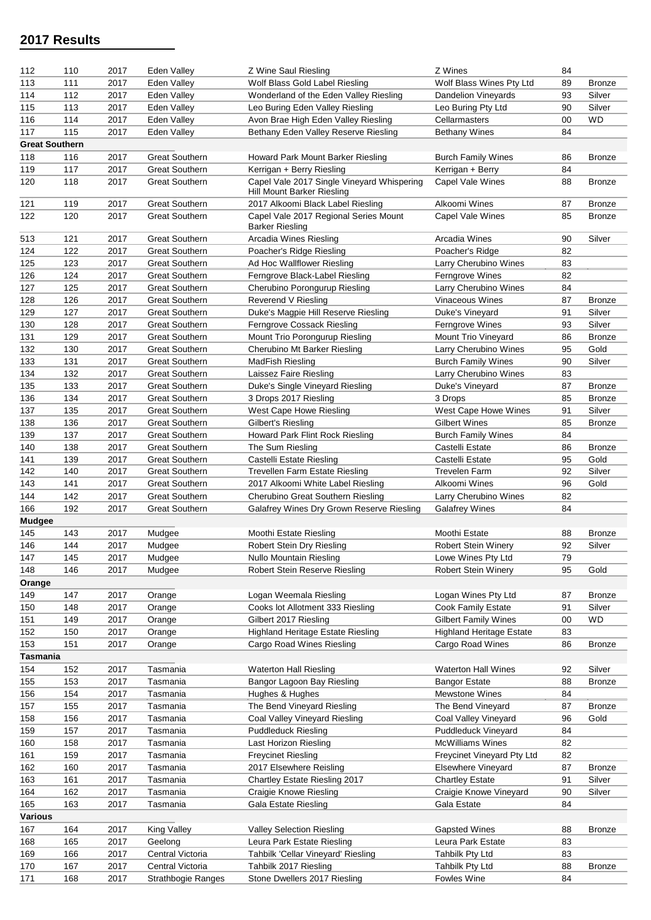## 2017 Results

| | | | | | | | |
|---|---|---|---|---|---|---|---|
| 112 | 110 | 2017 | Eden Valley | Z Wine Saul Riesling | Z Wines | 84 | |
| 113 | 111 | 2017 | Eden Valley | Wolf Blass Gold Label Riesling | Wolf Blass Wines Pty Ltd | 89 | Bronze |
| 114 | 112 | 2017 | Eden Valley | Wonderland of the Eden Valley Riesling | Dandelion Vineyards | 93 | Silver |
| 115 | 113 | 2017 | Eden Valley | Leo Buring Eden Valley Riesling | Leo Buring Pty Ltd | 90 | Silver |
| 116 | 114 | 2017 | Eden Valley | Avon Brae High Eden Valley Riesling | Cellarmasters | 00 | WD |
| 117 | 115 | 2017 | Eden Valley | Bethany Eden Valley Reserve Riesling | Bethany Wines | 84 | |
| **Great Southern** | | | | | | | |
| 118 | 116 | 2017 | Great Southern | Howard Park Mount Barker Riesling | Burch Family Wines | 86 | Bronze |
| 119 | 117 | 2017 | Great Southern | Kerrigan + Berry Riesling | Kerrigan + Berry | 84 | |
| 120 | 118 | 2017 | Great Southern | Capel Vale 2017 Single Vineyard Whispering Hill Mount Barker Riesling | Capel Vale Wines | 88 | Bronze |
| 121 | 119 | 2017 | Great Southern | 2017 Alkoomi Black Label Riesling | Alkoomi Wines | 87 | Bronze |
| 122 | 120 | 2017 | Great Southern | Capel Vale 2017 Regional Series Mount Barker Riesling | Capel Vale Wines | 85 | Bronze |
| 513 | 121 | 2017 | Great Southern | Arcadia Wines Riesling | Arcadia Wines | 90 | Silver |
| 124 | 122 | 2017 | Great Southern | Poacher's Ridge Riesling | Poacher's Ridge | 82 | |
| 125 | 123 | 2017 | Great Southern | Ad Hoc Wallflower Riesling | Larry Cherubino Wines | 83 | |
| 126 | 124 | 2017 | Great Southern | Ferngrove Black-Label Riesling | Ferngrove Wines | 82 | |
| 127 | 125 | 2017 | Great Southern | Cherubino Porongurup Riesling | Larry Cherubino Wines | 84 | |
| 128 | 126 | 2017 | Great Southern | Reverend V Riesling | Vinaceous Wines | 87 | Bronze |
| 129 | 127 | 2017 | Great Southern | Duke's Magpie Hill Reserve Riesling | Duke's Vineyard | 91 | Silver |
| 130 | 128 | 2017 | Great Southern | Ferngrove Cossack Riesling | Ferngrove Wines | 93 | Silver |
| 131 | 129 | 2017 | Great Southern | Mount Trio Porongurup Riesling | Mount Trio Vineyard | 86 | Bronze |
| 132 | 130 | 2017 | Great Southern | Cherubino Mt Barker Riesling | Larry Cherubino Wines | 95 | Gold |
| 133 | 131 | 2017 | Great Southern | MadFish Riesling | Burch Family Wines | 90 | Silver |
| 134 | 132 | 2017 | Great Southern | Laissez Faire Riesling | Larry Cherubino Wines | 83 | |
| 135 | 133 | 2017 | Great Southern | Duke's Single Vineyard Riesling | Duke's Vineyard | 87 | Bronze |
| 136 | 134 | 2017 | Great Southern | 3 Drops 2017 Riesling | 3 Drops | 85 | Bronze |
| 137 | 135 | 2017 | Great Southern | West Cape Howe Riesling | West Cape Howe Wines | 91 | Silver |
| 138 | 136 | 2017 | Great Southern | Gilbert's Riesling | Gilbert Wines | 85 | Bronze |
| 139 | 137 | 2017 | Great Southern | Howard Park Flint Rock Riesling | Burch Family Wines | 84 | |
| 140 | 138 | 2017 | Great Southern | The Sum Riesling | Castelli Estate | 86 | Bronze |
| 141 | 139 | 2017 | Great Southern | Castelli Estate Riesling | Castelli Estate | 95 | Gold |
| 142 | 140 | 2017 | Great Southern | Trevellen Farm Estate Riesling | Trevelen Farm | 92 | Silver |
| 143 | 141 | 2017 | Great Southern | 2017 Alkoomi White Label Riesling | Alkoomi Wines | 96 | Gold |
| 144 | 142 | 2017 | Great Southern | Cherubino Great Southern Riesling | Larry Cherubino Wines | 82 | |
| 166 | 192 | 2017 | Great Southern | Galafrey Wines Dry Grown Reserve Riesling | Galafrey Wines | 84 | |
| **Mudgee** | | | | | | | |
| 145 | 143 | 2017 | Mudgee | Moothi Estate Riesling | Moothi Estate | 88 | Bronze |
| 146 | 144 | 2017 | Mudgee | Robert Stein Dry Riesling | Robert Stein Winery | 92 | Silver |
| 147 | 145 | 2017 | Mudgee | Nullo Mountain Riesling | Lowe Wines Pty Ltd | 79 | |
| 148 | 146 | 2017 | Mudgee | Robert Stein Reserve Riesling | Robert Stein Winery | 95 | Gold |
| **Orange** | | | | | | | |
| 149 | 147 | 2017 | Orange | Logan Weemala Riesling | Logan Wines Pty Ltd | 87 | Bronze |
| 150 | 148 | 2017 | Orange | Cooks lot Allotment 333 Riesling | Cook Family Estate | 91 | Silver |
| 151 | 149 | 2017 | Orange | Gilbert 2017 Riesling | Gilbert Family Wines | 00 | WD |
| 152 | 150 | 2017 | Orange | Highland Heritage Estate Riesling | Highland Heritage Estate | 83 | |
| 153 | 151 | 2017 | Orange | Cargo Road Wines Riesling | Cargo Road Wines | 86 | Bronze |
| **Tasmania** | | | | | | | |
| 154 | 152 | 2017 | Tasmania | Waterton Hall Riesling | Waterton Hall Wines | 92 | Silver |
| 155 | 153 | 2017 | Tasmania | Bangor Lagoon Bay Riesling | Bangor Estate | 88 | Bronze |
| 156 | 154 | 2017 | Tasmania | Hughes & Hughes | Mewstone Wines | 84 | |
| 157 | 155 | 2017 | Tasmania | The Bend Vineyard Riesling | The Bend Vineyard | 87 | Bronze |
| 158 | 156 | 2017 | Tasmania | Coal Valley Vineyard Riesling | Coal Valley Vineyard | 96 | Gold |
| 159 | 157 | 2017 | Tasmania | Puddleduck Riesling | Puddleduck Vineyard | 84 | |
| 160 | 158 | 2017 | Tasmania | Last Horizon Riesling | McWilliams Wines | 82 | |
| 161 | 159 | 2017 | Tasmania | Freycinet Riesling | Freycinet Vineyard Pty Ltd | 82 | |
| 162 | 160 | 2017 | Tasmania | 2017 Elsewhere Reisling | Elsewhere Vineyard | 87 | Bronze |
| 163 | 161 | 2017 | Tasmania | Chartley Estate Riesling 2017 | Chartley Estate | 91 | Silver |
| 164 | 162 | 2017 | Tasmania | Craigie Knowe Riesling | Craigie Knowe Vineyard | 90 | Silver |
| 165 | 163 | 2017 | Tasmania | Gala Estate Riesling | Gala Estate | 84 | |
| **Various** | | | | | | | |
| 167 | 164 | 2017 | King Valley | Valley Selection Riesling | Gapsted Wines | 88 | Bronze |
| 168 | 165 | 2017 | Geelong | Leura Park Estate Riesling | Leura Park Estate | 83 | |
| 169 | 166 | 2017 | Central Victoria | Tahbilk 'Cellar Vineyard' Riesling | Tahbilk Pty Ltd | 83 | |
| 170 | 167 | 2017 | Central Victoria | Tahbilk 2017 Riesling | Tahbilk Pty Ltd | 88 | Bronze |
| 171 | 168 | 2017 | Strathbogie Ranges | Stone Dwellers 2017 Riesling | Fowles Wine | 84 | |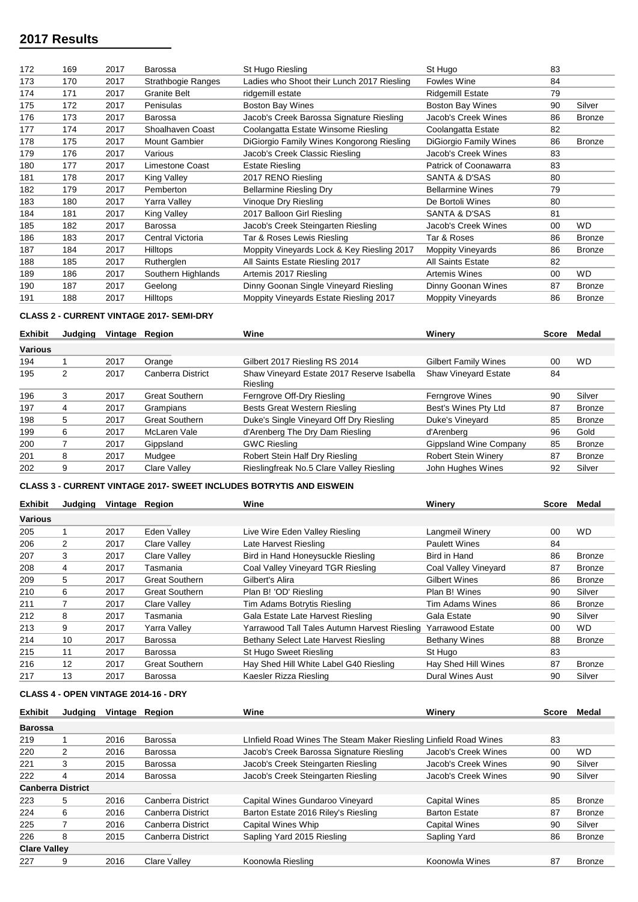## 2017 Results

| | | | | | | | |
|---|---|---|---|---|---|---|---|
| 172 | 169 | 2017 | Barossa | St Hugo Riesling | St Hugo | 83 | |
| 173 | 170 | 2017 | Strathbogie Ranges | Ladies who Shoot their Lunch 2017 Riesling | Fowles Wine | 84 | |
| 174 | 171 | 2017 | Granite Belt | ridgemill estate | Ridgemill Estate | 79 | |
| 175 | 172 | 2017 | Penisulas | Boston Bay Wines | Boston Bay Wines | 90 | Silver |
| 176 | 173 | 2017 | Barossa | Jacob's Creek Barossa Signature Riesling | Jacob's Creek Wines | 86 | Bronze |
| 177 | 174 | 2017 | Shoalhaven Coast | Coolangatta Estate Winsome Riesling | Coolangatta Estate | 82 | |
| 178 | 175 | 2017 | Mount Gambier | DiGiorgio Family Wines Kongorong Riesling | DiGiorgio Family Wines | 86 | Bronze |
| 179 | 176 | 2017 | Various | Jacob's Creek Classic Riesling | Jacob's Creek Wines | 83 | |
| 180 | 177 | 2017 | Limestone Coast | Estate Riesling | Patrick of Coonawarra | 83 | |
| 181 | 178 | 2017 | King Valley | 2017 RENO Riesling | SANTA & D'SAS | 80 | |
| 182 | 179 | 2017 | Pemberton | Bellarmine Riesling Dry | Bellarmine Wines | 79 | |
| 183 | 180 | 2017 | Yarra Valley | Vinoque Dry Riesling | De Bortoli Wines | 80 | |
| 184 | 181 | 2017 | King Valley | 2017 Balloon Girl Riesling | SANTA & D'SAS | 81 | |
| 185 | 182 | 2017 | Barossa | Jacob's Creek Steingarten Riesling | Jacob's Creek Wines | 00 | WD |
| 186 | 183 | 2017 | Central Victoria | Tar & Roses Lewis Riesling | Tar & Roses | 86 | Bronze |
| 187 | 184 | 2017 | Hilltops | Moppity Vineyards Lock & Key Riesling 2017 | Moppity Vineyards | 86 | Bronze |
| 188 | 185 | 2017 | Rutherglen | All Saints Estate Riesling 2017 | All Saints Estate | 82 | |
| 189 | 186 | 2017 | Southern Highlands | Artemis 2017 Riesling | Artemis Wines | 00 | WD |
| 190 | 187 | 2017 | Geelong | Dinny Goonan Single Vineyard Riesling | Dinny Goonan Wines | 87 | Bronze |
| 191 | 188 | 2017 | Hilltops | Moppity Vineyards Estate Riesling 2017 | Moppity Vineyards | 86 | Bronze |

### CLASS 2 - CURRENT VINTAGE 2017- SEMI-DRY

| Exhibit | Judging | Vintage | Region | Wine | Winery | Score | Medal |
|---|---|---|---|---|---|---|---|
| **Various** | | | | | | | |
| 194 | 1 | 2017 | Orange | Gilbert 2017 Riesling RS 2014 | Gilbert Family Wines | 00 | WD |
| 195 | 2 | 2017 | Canberra District | Shaw Vineyard Estate 2017 Reserve Isabella Riesling | Shaw Vineyard Estate | 84 | |
| 196 | 3 | 2017 | Great Southern | Ferngrove Off-Dry Riesling | Ferngrove Wines | 90 | Silver |
| 197 | 4 | 2017 | Grampians | Bests Great Western Riesling | Best's Wines Pty Ltd | 87 | Bronze |
| 198 | 5 | 2017 | Great Southern | Duke's Single Vineyard Off Dry Riesling | Duke's Vineyard | 85 | Bronze |
| 199 | 6 | 2017 | McLaren Vale | d'Arenberg The Dry Dam Riesling | d'Arenberg | 96 | Gold |
| 200 | 7 | 2017 | Gippsland | GWC Riesling | Gippsland Wine Company | 85 | Bronze |
| 201 | 8 | 2017 | Mudgee | Robert Stein Half Dry Riesling | Robert Stein Winery | 87 | Bronze |
| 202 | 9 | 2017 | Clare Valley | Rieslingfreak No.5 Clare Valley Riesling | John Hughes Wines | 92 | Silver |

### CLASS 3 - CURRENT VINTAGE 2017- SWEET INCLUDES BOTRYTIS AND EISWEIN

| Exhibit | Judging | Vintage | Region | Wine | Winery | Score | Medal |
|---|---|---|---|---|---|---|---|
| **Various** | | | | | | | |
| 205 | 1 | 2017 | Eden Valley | Live Wire Eden Valley Riesling | Langmeil Winery | 00 | WD |
| 206 | 2 | 2017 | Clare Valley | Late Harvest Riesling | Paulett Wines | 84 | |
| 207 | 3 | 2017 | Clare Valley | Bird in Hand Honeysuckle Riesling | Bird in Hand | 86 | Bronze |
| 208 | 4 | 2017 | Tasmania | Coal Valley Vineyard TGR Riesling | Coal Valley Vineyard | 87 | Bronze |
| 209 | 5 | 2017 | Great Southern | Gilbert's Alira | Gilbert Wines | 86 | Bronze |
| 210 | 6 | 2017 | Great Southern | Plan B! 'OD' Riesling | Plan B! Wines | 90 | Silver |
| 211 | 7 | 2017 | Clare Valley | Tim Adams Botrytis Riesling | Tim Adams Wines | 86 | Bronze |
| 212 | 8 | 2017 | Tasmania | Gala Estate Late Harvest Riesling | Gala Estate | 90 | Silver |
| 213 | 9 | 2017 | Yarra Valley | Yarrawood Tall Tales Autumn Harvest Riesling | Yarrawood Estate | 00 | WD |
| 214 | 10 | 2017 | Barossa | Bethany Select Late Harvest Riesling | Bethany Wines | 88 | Bronze |
| 215 | 11 | 2017 | Barossa | St Hugo Sweet Riesling | St Hugo | 83 | |
| 216 | 12 | 2017 | Great Southern | Hay Shed Hill White Label G40 Riesling | Hay Shed Hill Wines | 87 | Bronze |
| 217 | 13 | 2017 | Barossa | Kaesler Rizza Riesling | Dural Wines Aust | 90 | Silver |

### CLASS 4 - OPEN VINTAGE 2014-16 - DRY

| Exhibit | Judging | Vintage | Region | Wine | Winery | Score | Medal |
|---|---|---|---|---|---|---|---|
| **Barossa** | | | | | | | |
| 219 | 1 | 2016 | Barossa | LInfield Road Wines The Steam Maker Riesling | Linfield Road Wines | 83 | |
| 220 | 2 | 2016 | Barossa | Jacob's Creek Barossa Signature Riesling | Jacob's Creek Wines | 00 | WD |
| 221 | 3 | 2015 | Barossa | Jacob's Creek Steingarten Riesling | Jacob's Creek Wines | 90 | Silver |
| 222 | 4 | 2014 | Barossa | Jacob's Creek Steingarten Riesling | Jacob's Creek Wines | 90 | Silver |
| **Canberra District** | | | | | | | |
| 223 | 5 | 2016 | Canberra District | Capital Wines Gundaroo Vineyard | Capital Wines | 85 | Bronze |
| 224 | 6 | 2016 | Canberra District | Barton Estate 2016 Riley's Riesling | Barton Estate | 87 | Bronze |
| 225 | 7 | 2016 | Canberra District | Capital Wines Whip | Capital Wines | 90 | Silver |
| 226 | 8 | 2015 | Canberra District | Sapling Yard 2015 Riesling | Sapling Yard | 86 | Bronze |
| **Clare Valley** | | | | | | | |
| 227 | 9 | 2016 | Clare Valley | Koonowla Riesling | Koonowla Wines | 87 | Bronze |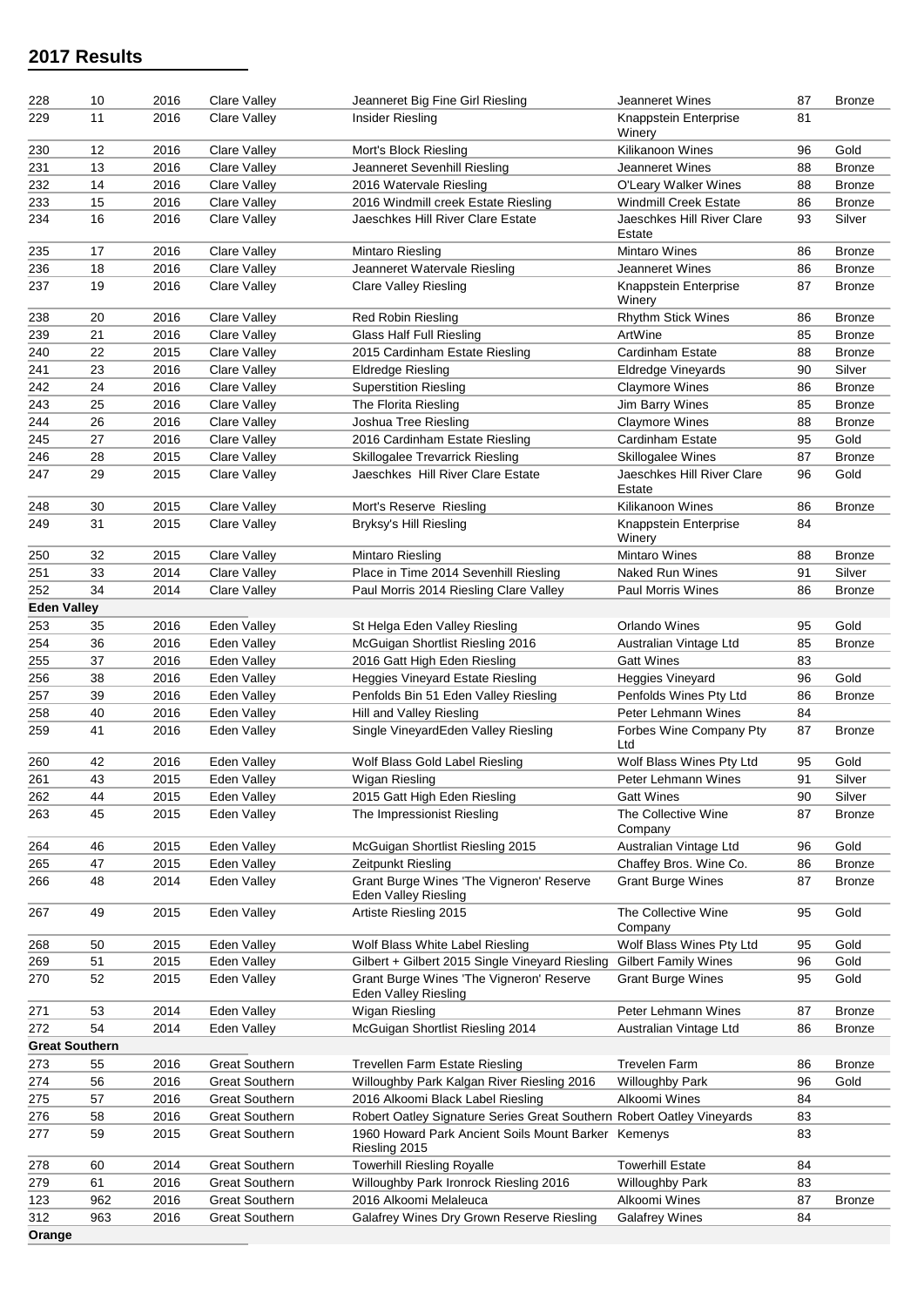## 2017 Results

| | | | | | | | |
|---|---|---|---|---|---|---|---|
| 228 | 10 | 2016 | Clare Valley | Jeanneret Big Fine Girl Riesling | Jeanneret Wines | 87 | Bronze |
| 229 | 11 | 2016 | Clare Valley | Insider Riesling | Knappstein Enterprise Winery | 81 | |
| 230 | 12 | 2016 | Clare Valley | Mort's Block Riesling | Kilikanoon Wines | 96 | Gold |
| 231 | 13 | 2016 | Clare Valley | Jeanneret Sevenhill Riesling | Jeanneret Wines | 88 | Bronze |
| 232 | 14 | 2016 | Clare Valley | 2016 Watervale Riesling | O'Leary Walker Wines | 88 | Bronze |
| 233 | 15 | 2016 | Clare Valley | 2016 Windmill creek Estate Riesling | Windmill Creek Estate | 86 | Bronze |
| 234 | 16 | 2016 | Clare Valley | Jaeschkes Hill River Clare Estate | Jaeschkes Hill River Clare Estate | 93 | Silver |
| 235 | 17 | 2016 | Clare Valley | Mintaro Riesling | Mintaro Wines | 86 | Bronze |
| 236 | 18 | 2016 | Clare Valley | Jeanneret Watervale Riesling | Jeanneret Wines | 86 | Bronze |
| 237 | 19 | 2016 | Clare Valley | Clare Valley Riesling | Knappstein Enterprise Winery | 87 | Bronze |
| 238 | 20 | 2016 | Clare Valley | Red Robin Riesling | Rhythm Stick Wines | 86 | Bronze |
| 239 | 21 | 2016 | Clare Valley | Glass Half Full Riesling | ArtWine | 85 | Bronze |
| 240 | 22 | 2015 | Clare Valley | 2015 Cardinham Estate Riesling | Cardinham Estate | 88 | Bronze |
| 241 | 23 | 2016 | Clare Valley | Eldredge Riesling | Eldredge Vineyards | 90 | Silver |
| 242 | 24 | 2016 | Clare Valley | Superstition Riesling | Claymore Wines | 86 | Bronze |
| 243 | 25 | 2016 | Clare Valley | The Florita Riesling | Jim Barry Wines | 85 | Bronze |
| 244 | 26 | 2016 | Clare Valley | Joshua Tree Riesling | Claymore Wines | 88 | Bronze |
| 245 | 27 | 2016 | Clare Valley | 2016 Cardinham Estate Riesling | Cardinham Estate | 95 | Gold |
| 246 | 28 | 2015 | Clare Valley | Skillogalee Trevarrick Riesling | Skillogalee Wines | 87 | Bronze |
| 247 | 29 | 2015 | Clare Valley | Jaeschkes Hill River Clare Estate | Jaeschkes Hill River Clare Estate | 96 | Gold |
| 248 | 30 | 2015 | Clare Valley | Mort's Reserve Riesling | Kilikanoon Wines | 86 | Bronze |
| 249 | 31 | 2015 | Clare Valley | Bryksy's Hill Riesling | Knappstein Enterprise Winery | 84 | |
| 250 | 32 | 2015 | Clare Valley | Mintaro Riesling | Mintaro Wines | 88 | Bronze |
| 251 | 33 | 2014 | Clare Valley | Place in Time 2014 Sevenhill Riesling | Naked Run Wines | 91 | Silver |
| 252 | 34 | 2014 | Clare Valley | Paul Morris 2014 Riesling Clare Valley | Paul Morris Wines | 86 | Bronze |
| **Eden Valley** | | | | | | | |
| 253 | 35 | 2016 | Eden Valley | St Helga Eden Valley Riesling | Orlando Wines | 95 | Gold |
| 254 | 36 | 2016 | Eden Valley | McGuigan Shortlist Riesling 2016 | Australian Vintage Ltd | 85 | Bronze |
| 255 | 37 | 2016 | Eden Valley | 2016 Gatt High Eden Riesling | Gatt Wines | 83 | |
| 256 | 38 | 2016 | Eden Valley | Heggies Vineyard Estate Riesling | Heggies Vineyard | 96 | Gold |
| 257 | 39 | 2016 | Eden Valley | Penfolds Bin 51 Eden Valley Riesling | Penfolds Wines Pty Ltd | 86 | Bronze |
| 258 | 40 | 2016 | Eden Valley | Hill and Valley Riesling | Peter Lehmann Wines | 84 | |
| 259 | 41 | 2016 | Eden Valley | Single VineyardEden Valley Riesling | Forbes Wine Company Pty Ltd | 87 | Bronze |
| 260 | 42 | 2016 | Eden Valley | Wolf Blass Gold Label Riesling | Wolf Blass Wines Pty Ltd | 95 | Gold |
| 261 | 43 | 2015 | Eden Valley | Wigan Riesling | Peter Lehmann Wines | 91 | Silver |
| 262 | 44 | 2015 | Eden Valley | 2015 Gatt High Eden Riesling | Gatt Wines | 90 | Silver |
| 263 | 45 | 2015 | Eden Valley | The Impressionist Riesling | The Collective Wine Company | 87 | Bronze |
| 264 | 46 | 2015 | Eden Valley | McGuigan Shortlist Riesling 2015 | Australian Vintage Ltd | 96 | Gold |
| 265 | 47 | 2015 | Eden Valley | Zeitpunkt Riesling | Chaffey Bros. Wine Co. | 86 | Bronze |
| 266 | 48 | 2014 | Eden Valley | Grant Burge Wines 'The Vigneron' Reserve Eden Valley Riesling | Grant Burge Wines | 87 | Bronze |
| 267 | 49 | 2015 | Eden Valley | Artiste Riesling 2015 | The Collective Wine Company | 95 | Gold |
| 268 | 50 | 2015 | Eden Valley | Wolf Blass White Label Riesling | Wolf Blass Wines Pty Ltd | 95 | Gold |
| 269 | 51 | 2015 | Eden Valley | Gilbert + Gilbert 2015 Single Vineyard Riesling | Gilbert Family Wines | 96 | Gold |
| 270 | 52 | 2015 | Eden Valley | Grant Burge Wines 'The Vigneron' Reserve Eden Valley Riesling | Grant Burge Wines | 95 | Gold |
| 271 | 53 | 2014 | Eden Valley | Wigan Riesling | Peter Lehmann Wines | 87 | Bronze |
| 272 | 54 | 2014 | Eden Valley | McGuigan Shortlist Riesling 2014 | Australian Vintage Ltd | 86 | Bronze |
| **Great Southern** | | | | | | | |
| 273 | 55 | 2016 | Great Southern | Trevellen Farm Estate Riesling | Trevelen Farm | 86 | Bronze |
| 274 | 56 | 2016 | Great Southern | Willoughby Park Kalgan River Riesling 2016 | Willoughby Park | 96 | Gold |
| 275 | 57 | 2016 | Great Southern | 2016 Alkoomi Black Label Riesling | Alkoomi Wines | 84 | |
| 276 | 58 | 2016 | Great Southern | Robert Oatley Signature Series Great Southern | Robert Oatley Vineyards | 83 | |
| 277 | 59 | 2015 | Great Southern | 1960 Howard Park Ancient Soils Mount Barker Riesling 2015 | Kemenys | 83 | |
| 278 | 60 | 2014 | Great Southern | Towerhill Riesling Royalle | Towerhill Estate | 84 | |
| 279 | 61 | 2016 | Great Southern | Willoughby Park Ironrock Riesling 2016 | Willoughby Park | 83 | |
| 123 | 962 | 2016 | Great Southern | 2016 Alkoomi Melaleuca | Alkoomi Wines | 87 | Bronze |
| 312 | 963 | 2016 | Great Southern | Galafrey Wines Dry Grown Reserve Riesling | Galafrey Wines | 84 | |
| **Orange** | | | | | | | |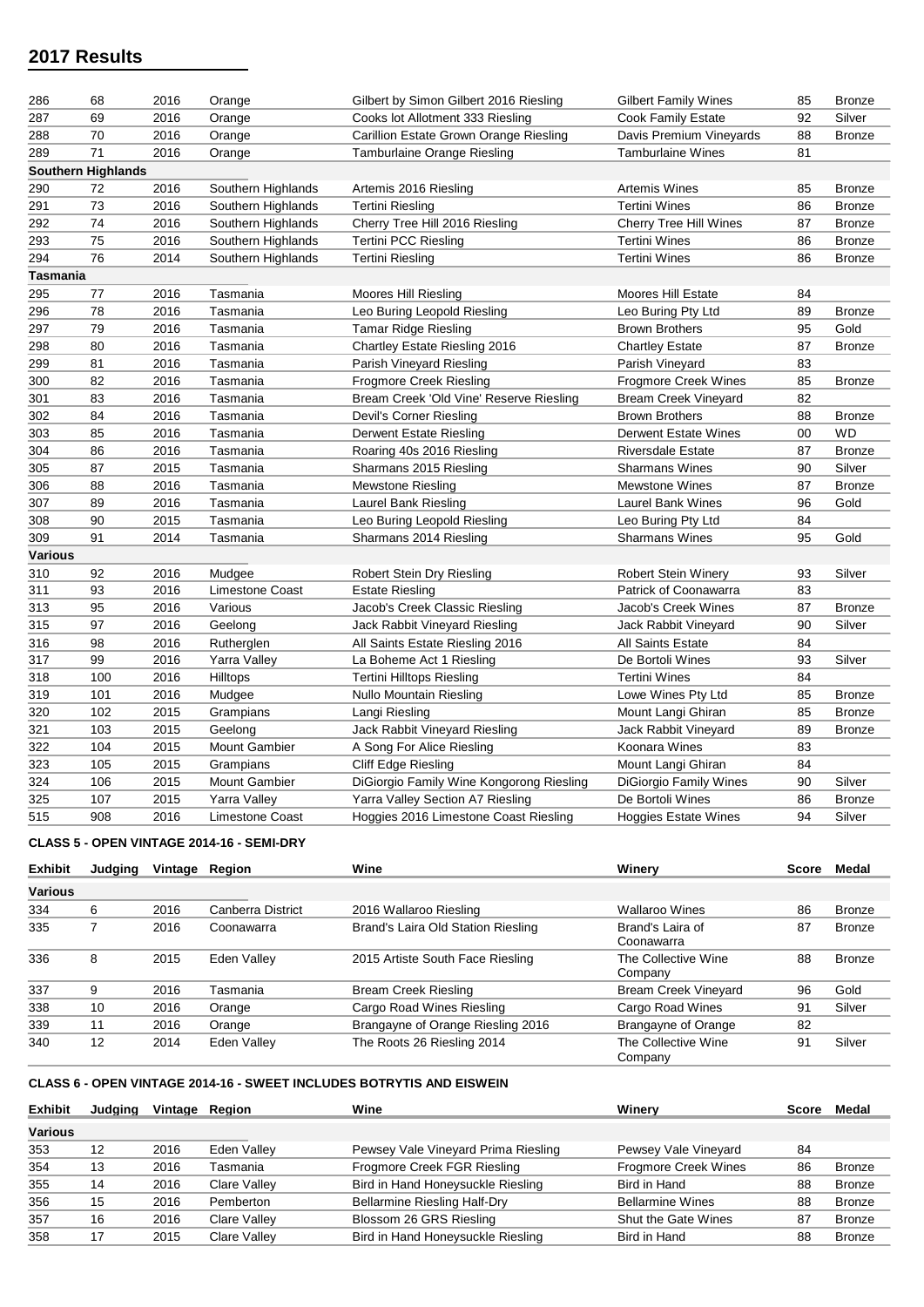## 2017 Results

| | | | | | | | |
|---|---|---|---|---|---|---|---|
| 286 | 68 | 2016 | Orange | Gilbert by Simon Gilbert 2016 Riesling | Gilbert Family Wines | 85 | Bronze |
| 287 | 69 | 2016 | Orange | Cooks lot Allotment 333 Riesling | Cook Family Estate | 92 | Silver |
| 288 | 70 | 2016 | Orange | Carillion Estate Grown Orange Riesling | Davis Premium Vineyards | 88 | Bronze |
| 289 | 71 | 2016 | Orange | Tamburlaine Orange Riesling | Tamburlaine Wines | 81 | |
| **Southern Highlands** | | | | | | | |
| 290 | 72 | 2016 | Southern Highlands | Artemis 2016 Riesling | Artemis Wines | 85 | Bronze |
| 291 | 73 | 2016 | Southern Highlands | Tertini Riesling | Tertini Wines | 86 | Bronze |
| 292 | 74 | 2016 | Southern Highlands | Cherry Tree Hill 2016 Riesling | Cherry Tree Hill Wines | 87 | Bronze |
| 293 | 75 | 2016 | Southern Highlands | Tertini PCC Riesling | Tertini Wines | 86 | Bronze |
| 294 | 76 | 2014 | Southern Highlands | Tertini Riesling | Tertini Wines | 86 | Bronze |
| **Tasmania** | | | | | | | |
| 295 | 77 | 2016 | Tasmania | Moores Hill Riesling | Moores Hill Estate | 84 | |
| 296 | 78 | 2016 | Tasmania | Leo Buring Leopold Riesling | Leo Buring Pty Ltd | 89 | Bronze |
| 297 | 79 | 2016 | Tasmania | Tamar Ridge Riesling | Brown Brothers | 95 | Gold |
| 298 | 80 | 2016 | Tasmania | Chartley Estate Riesling 2016 | Chartley Estate | 87 | Bronze |
| 299 | 81 | 2016 | Tasmania | Parish Vineyard Riesling | Parish Vineyard | 83 | |
| 300 | 82 | 2016 | Tasmania | Frogmore Creek Riesling | Frogmore Creek Wines | 85 | Bronze |
| 301 | 83 | 2016 | Tasmania | Bream Creek 'Old Vine' Reserve Riesling | Bream Creek Vineyard | 82 | |
| 302 | 84 | 2016 | Tasmania | Devil's Corner Riesling | Brown Brothers | 88 | Bronze |
| 303 | 85 | 2016 | Tasmania | Derwent Estate Riesling | Derwent Estate Wines | 00 | WD |
| 304 | 86 | 2016 | Tasmania | Roaring 40s 2016 Riesling | Riversdale Estate | 87 | Bronze |
| 305 | 87 | 2015 | Tasmania | Sharmans 2015 Riesling | Sharmans Wines | 90 | Silver |
| 306 | 88 | 2016 | Tasmania | Mewstone Riesling | Mewstone Wines | 87 | Bronze |
| 307 | 89 | 2016 | Tasmania | Laurel Bank Riesling | Laurel Bank Wines | 96 | Gold |
| 308 | 90 | 2015 | Tasmania | Leo Buring Leopold Riesling | Leo Buring Pty Ltd | 84 | |
| 309 | 91 | 2014 | Tasmania | Sharmans 2014 Riesling | Sharmans Wines | 95 | Gold |
| **Various** | | | | | | | |
| 310 | 92 | 2016 | Mudgee | Robert Stein Dry Riesling | Robert Stein Winery | 93 | Silver |
| 311 | 93 | 2016 | Limestone Coast | Estate Riesling | Patrick of Coonawarra | 83 | |
| 313 | 95 | 2016 | Various | Jacob's Creek Classic Riesling | Jacob's Creek Wines | 87 | Bronze |
| 315 | 97 | 2016 | Geelong | Jack Rabbit Vineyard Riesling | Jack Rabbit Vineyard | 90 | Silver |
| 316 | 98 | 2016 | Rutherglen | All Saints Estate Riesling 2016 | All Saints Estate | 84 | |
| 317 | 99 | 2016 | Yarra Valley | La Boheme Act 1 Riesling | De Bortoli Wines | 93 | Silver |
| 318 | 100 | 2016 | Hilltops | Tertini Hilltops Riesling | Tertini Wines | 84 | |
| 319 | 101 | 2016 | Mudgee | Nullo Mountain Riesling | Lowe Wines Pty Ltd | 85 | Bronze |
| 320 | 102 | 2015 | Grampians | Langi Riesling | Mount Langi Ghiran | 85 | Bronze |
| 321 | 103 | 2015 | Geelong | Jack Rabbit Vineyard Riesling | Jack Rabbit Vineyard | 89 | Bronze |
| 322 | 104 | 2015 | Mount Gambier | A Song For Alice Riesling | Koonara Wines | 83 | |
| 323 | 105 | 2015 | Grampians | Cliff Edge Riesling | Mount Langi Ghiran | 84 | |
| 324 | 106 | 2015 | Mount Gambier | DiGiorgio Family Wine Kongorong Riesling | DiGiorgio Family Wines | 90 | Silver |
| 325 | 107 | 2015 | Yarra Valley | Yarra Valley Section A7 Riesling | De Bortoli Wines | 86 | Bronze |
| 515 | 908 | 2016 | Limestone Coast | Hoggies 2016 Limestone Coast Riesling | Hoggies Estate Wines | 94 | Silver |

### CLASS 5 - OPEN VINTAGE 2014-16 - SEMI-DRY

| Exhibit | Judging | Vintage | Region | Wine | Winery | Score | Medal |
|---|---|---|---|---|---|---|---|
| **Various** | | | | | | | |
| 334 | 6 | 2016 | Canberra District | 2016 Wallaroo Riesling | Wallaroo Wines | 86 | Bronze |
| 335 | 7 | 2016 | Coonawarra | Brand's Laira Old Station Riesling | Brand's Laira of Coonawarra | 87 | Bronze |
| 336 | 8 | 2015 | Eden Valley | 2015 Artiste South Face Riesling | The Collective Wine Company | 88 | Bronze |
| 337 | 9 | 2016 | Tasmania | Bream Creek Riesling | Bream Creek Vineyard | 96 | Gold |
| 338 | 10 | 2016 | Orange | Cargo Road Wines Riesling | Cargo Road Wines | 91 | Silver |
| 339 | 11 | 2016 | Orange | Brangayne of Orange Riesling 2016 | Brangayne of Orange | 82 | |
| 340 | 12 | 2014 | Eden Valley | The Roots 26 Riesling 2014 | The Collective Wine Company | 91 | Silver |

### CLASS 6 - OPEN VINTAGE 2014-16 - SWEET INCLUDES BOTRYTIS AND EISWEIN

| Exhibit | Judging | Vintage | Region | Wine | Winery | Score | Medal |
|---|---|---|---|---|---|---|---|
| **Various** | | | | | | | |
| 353 | 12 | 2016 | Eden Valley | Pewsey Vale Vineyard Prima Riesling | Pewsey Vale Vineyard | 84 | |
| 354 | 13 | 2016 | Tasmania | Frogmore Creek FGR Riesling | Frogmore Creek Wines | 86 | Bronze |
| 355 | 14 | 2016 | Clare Valley | Bird in Hand Honeysuckle Riesling | Bird in Hand | 88 | Bronze |
| 356 | 15 | 2016 | Pemberton | Bellarmine Riesling Half-Dry | Bellarmine Wines | 88 | Bronze |
| 357 | 16 | 2016 | Clare Valley | Blossom 26 GRS Riesling | Shut the Gate Wines | 87 | Bronze |
| 358 | 17 | 2015 | Clare Valley | Bird in Hand Honeysuckle Riesling | Bird in Hand | 88 | Bronze |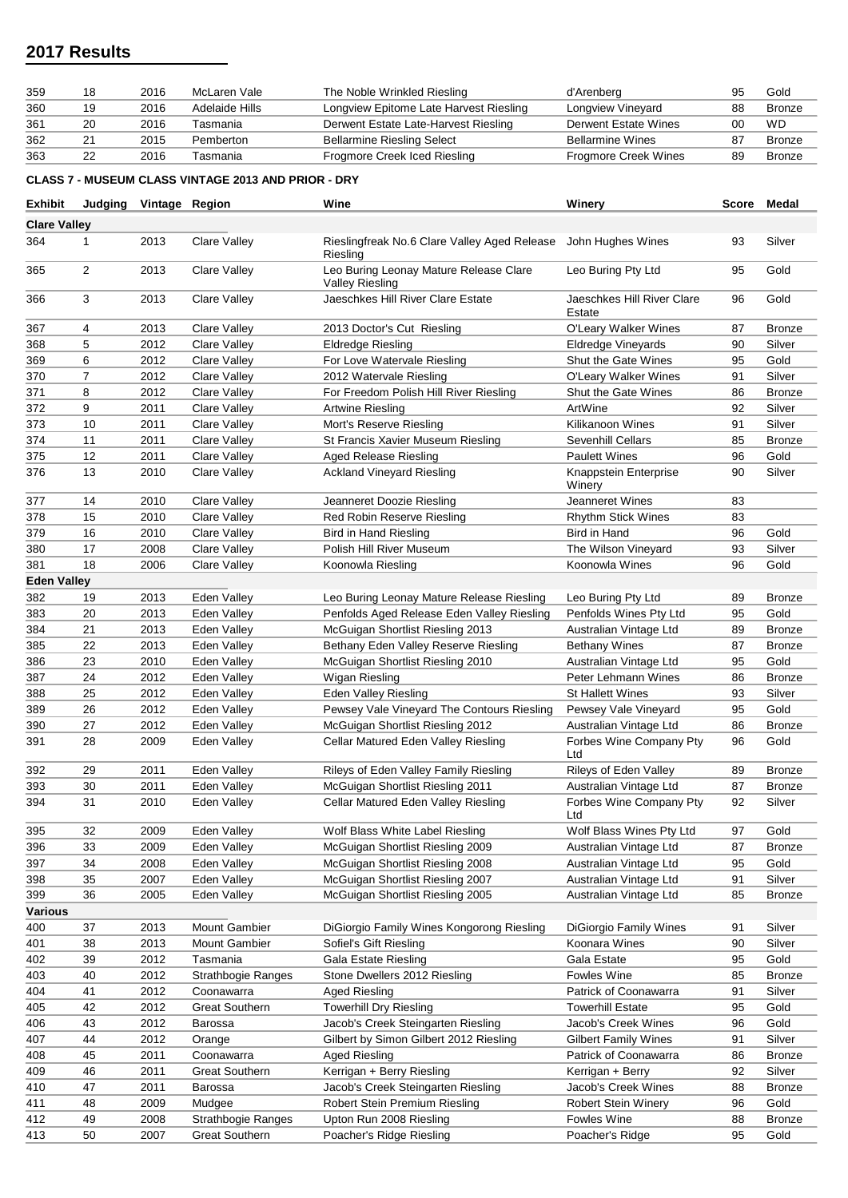## 2017 Results

| | | | | | | | |
|---|---|---|---|---|---|---|---|
| 359 | 18 | 2016 | McLaren Vale | The Noble Wrinkled Riesling | d'Arenberg | 95 | Gold |
| 360 | 19 | 2016 | Adelaide Hills | Longview Epitome Late Harvest Riesling | Longview Vineyard | 88 | Bronze |
| 361 | 20 | 2016 | Tasmania | Derwent Estate Late-Harvest Riesling | Derwent Estate Wines | 00 | WD |
| 362 | 21 | 2015 | Pemberton | Bellarmine Riesling Select | Bellarmine Wines | 87 | Bronze |
| 363 | 22 | 2016 | Tasmania | Frogmore Creek Iced Riesling | Frogmore Creek Wines | 89 | Bronze |

**CLASS 7 - MUSEUM CLASS VINTAGE 2013 AND PRIOR - DRY**

| Exhibit | Judging | Vintage | Region | Wine | Winery | Score | Medal |
|---|---|---|---|---|---|---|---|
| **Clare Valley** | | | | | | | |
| 364 | 1 | 2013 | Clare Valley | Rieslingfreak No.6 Clare Valley Aged Release Riesling | John Hughes Wines | 93 | Silver |
| 365 | 2 | 2013 | Clare Valley | Leo Buring Leonay Mature Release Clare Valley Riesling | Leo Buring Pty Ltd | 95 | Gold |
| 366 | 3 | 2013 | Clare Valley | Jaeschkes Hill River Clare Estate | Jaeschkes Hill River Clare Estate | 96 | Gold |
| 367 | 4 | 2013 | Clare Valley | 2013 Doctor's Cut Riesling | O'Leary Walker Wines | 87 | Bronze |
| 368 | 5 | 2012 | Clare Valley | Eldredge Riesling | Eldredge Vineyards | 90 | Silver |
| 369 | 6 | 2012 | Clare Valley | For Love Watervale Riesling | Shut the Gate Wines | 95 | Gold |
| 370 | 7 | 2012 | Clare Valley | 2012 Watervale Riesling | O'Leary Walker Wines | 91 | Silver |
| 371 | 8 | 2012 | Clare Valley | For Freedom Polish Hill River Riesling | Shut the Gate Wines | 86 | Bronze |
| 372 | 9 | 2011 | Clare Valley | Artwine Riesling | ArtWine | 92 | Silver |
| 373 | 10 | 2011 | Clare Valley | Mort's Reserve Riesling | Kilikanoon Wines | 91 | Silver |
| 374 | 11 | 2011 | Clare Valley | St Francis Xavier Museum Riesling | Sevenhill Cellars | 85 | Bronze |
| 375 | 12 | 2011 | Clare Valley | Aged Release Riesling | Paulett Wines | 96 | Gold |
| 376 | 13 | 2010 | Clare Valley | Ackland Vineyard Riesling | Knappstein Enterprise Winery | 90 | Silver |
| 377 | 14 | 2010 | Clare Valley | Jeanneret Doozie Riesling | Jeanneret Wines | 83 | |
| 378 | 15 | 2010 | Clare Valley | Red Robin Reserve Riesling | Rhythm Stick Wines | 83 | |
| 379 | 16 | 2010 | Clare Valley | Bird in Hand Riesling | Bird in Hand | 96 | Gold |
| 380 | 17 | 2008 | Clare Valley | Polish Hill River Museum | The Wilson Vineyard | 93 | Silver |
| 381 | 18 | 2006 | Clare Valley | Koonowla Riesling | Koonowla Wines | 96 | Gold |
| **Eden Valley** | | | | | | | |
| 382 | 19 | 2013 | Eden Valley | Leo Buring Leonay Mature Release Riesling | Leo Buring Pty Ltd | 89 | Bronze |
| 383 | 20 | 2013 | Eden Valley | Penfolds Aged Release Eden Valley Riesling | Penfolds Wines Pty Ltd | 95 | Gold |
| 384 | 21 | 2013 | Eden Valley | McGuigan Shortlist Riesling 2013 | Australian Vintage Ltd | 89 | Bronze |
| 385 | 22 | 2013 | Eden Valley | Bethany Eden Valley Reserve Riesling | Bethany Wines | 87 | Bronze |
| 386 | 23 | 2010 | Eden Valley | McGuigan Shortlist Riesling 2010 | Australian Vintage Ltd | 95 | Gold |
| 387 | 24 | 2012 | Eden Valley | Wigan Riesling | Peter Lehmann Wines | 86 | Bronze |
| 388 | 25 | 2012 | Eden Valley | Eden Valley Riesling | St Hallett Wines | 93 | Silver |
| 389 | 26 | 2012 | Eden Valley | Pewsey Vale Vineyard The Contours Riesling | Pewsey Vale Vineyard | 95 | Gold |
| 390 | 27 | 2012 | Eden Valley | McGuigan Shortlist Riesling 2012 | Australian Vintage Ltd | 86 | Bronze |
| 391 | 28 | 2009 | Eden Valley | Cellar Matured Eden Valley Riesling | Forbes Wine Company Pty Ltd | 96 | Gold |
| 392 | 29 | 2011 | Eden Valley | Rileys of Eden Valley Family Riesling | Rileys of Eden Valley | 89 | Bronze |
| 393 | 30 | 2011 | Eden Valley | McGuigan Shortlist Riesling 2011 | Australian Vintage Ltd | 87 | Bronze |
| 394 | 31 | 2010 | Eden Valley | Cellar Matured Eden Valley Riesling | Forbes Wine Company Pty Ltd | 92 | Silver |
| 395 | 32 | 2009 | Eden Valley | Wolf Blass White Label Riesling | Wolf Blass Wines Pty Ltd | 97 | Gold |
| 396 | 33 | 2009 | Eden Valley | McGuigan Shortlist Riesling 2009 | Australian Vintage Ltd | 87 | Bronze |
| 397 | 34 | 2008 | Eden Valley | McGuigan Shortlist Riesling 2008 | Australian Vintage Ltd | 95 | Gold |
| 398 | 35 | 2007 | Eden Valley | McGuigan Shortlist Riesling 2007 | Australian Vintage Ltd | 91 | Silver |
| 399 | 36 | 2005 | Eden Valley | McGuigan Shortlist Riesling 2005 | Australian Vintage Ltd | 85 | Bronze |
| **Various** | | | | | | | |
| 400 | 37 | 2013 | Mount Gambier | DiGiorgio Family Wines Kongorong Riesling | DiGiorgio Family Wines | 91 | Silver |
| 401 | 38 | 2013 | Mount Gambier | Sofiel's Gift Riesling | Koonara Wines | 90 | Silver |
| 402 | 39 | 2012 | Tasmania | Gala Estate Riesling | Gala Estate | 95 | Gold |
| 403 | 40 | 2012 | Strathbogie Ranges | Stone Dwellers 2012 Riesling | Fowles Wine | 85 | Bronze |
| 404 | 41 | 2012 | Coonawarra | Aged Riesling | Patrick of Coonawarra | 91 | Silver |
| 405 | 42 | 2012 | Great Southern | Towerhill Dry Riesling | Towerhill Estate | 95 | Gold |
| 406 | 43 | 2012 | Barossa | Jacob's Creek Steingarten Riesling | Jacob's Creek Wines | 96 | Gold |
| 407 | 44 | 2012 | Orange | Gilbert by Simon Gilbert 2012 Riesling | Gilbert Family Wines | 91 | Silver |
| 408 | 45 | 2011 | Coonawarra | Aged Riesling | Patrick of Coonawarra | 86 | Bronze |
| 409 | 46 | 2011 | Great Southern | Kerrigan + Berry Riesling | Kerrigan + Berry | 92 | Silver |
| 410 | 47 | 2011 | Barossa | Jacob's Creek Steingarten Riesling | Jacob's Creek Wines | 88 | Bronze |
| 411 | 48 | 2009 | Mudgee | Robert Stein Premium Riesling | Robert Stein Winery | 96 | Gold |
| 412 | 49 | 2008 | Strathbogie Ranges | Upton Run 2008 Riesling | Fowles Wine | 88 | Bronze |
| 413 | 50 | 2007 | Great Southern | Poacher's Ridge Riesling | Poacher's Ridge | 95 | Gold |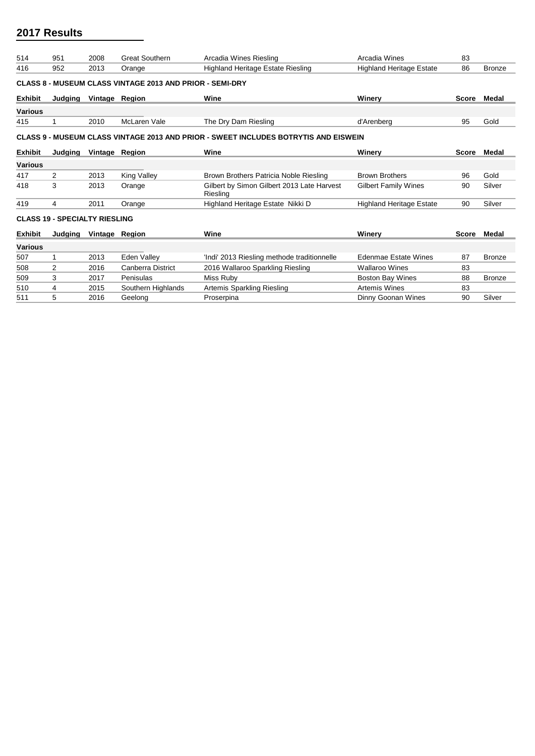## 2017 Results

| Exhibit | Judging | Vintage | Region | Wine | Winery | Score | Medal |
|---|---|---|---|---|---|---|---|
| 514 | 951 | 2008 | Great Southern | Arcadia Wines Riesling | Arcadia Wines | 83 | |
| 416 | 952 | 2013 | Orange | Highland Heritage Estate Riesling | Highland Heritage Estate | 86 | Bronze |

### CLASS 8 - MUSEUM CLASS VINTAGE 2013 AND PRIOR - SEMI-DRY

| Exhibit | Judging | Vintage | Region | Wine | Winery | Score | Medal |
|---|---|---|---|---|---|---|---|
| **Various** | | | | | | | |
| 415 | 1 | 2010 | McLaren Vale | The Dry Dam Riesling | d'Arenberg | 95 | Gold |

### CLASS 9 - MUSEUM CLASS VINTAGE 2013 AND PRIOR - SWEET INCLUDES BOTRYTIS AND EISWEIN

| Exhibit | Judging | Vintage | Region | Wine | Winery | Score | Medal |
|---|---|---|---|---|---|---|---|
| **Various** | | | | | | | |
| 417 | 2 | 2013 | King Valley | Brown Brothers Patricia Noble Riesling | Brown Brothers | 96 | Gold |
| 418 | 3 | 2013 | Orange | Gilbert by Simon Gilbert 2013 Late Harvest Riesling | Gilbert Family Wines | 90 | Silver |
| 419 | 4 | 2011 | Orange | Highland Heritage Estate Nikki D | Highland Heritage Estate | 90 | Silver |

### CLASS 19 - SPECIALTY RIESLING

| Exhibit | Judging | Vintage | Region | Wine | Winery | Score | Medal |
|---|---|---|---|---|---|---|---|
| **Various** | | | | | | | |
| 507 | 1 | 2013 | Eden Valley | 'Indi' 2013 Riesling methode traditionnelle | Edenmae Estate Wines | 87 | Bronze |
| 508 | 2 | 2016 | Canberra District | 2016 Wallaroo Sparkling Riesling | Wallaroo Wines | 83 | |
| 509 | 3 | 2017 | Penisulas | Miss Ruby | Boston Bay Wines | 88 | Bronze |
| 510 | 4 | 2015 | Southern Highlands | Artemis Sparkling Riesling | Artemis Wines | 83 | |
| 511 | 5 | 2016 | Geelong | Proserpina | Dinny Goonan Wines | 90 | Silver |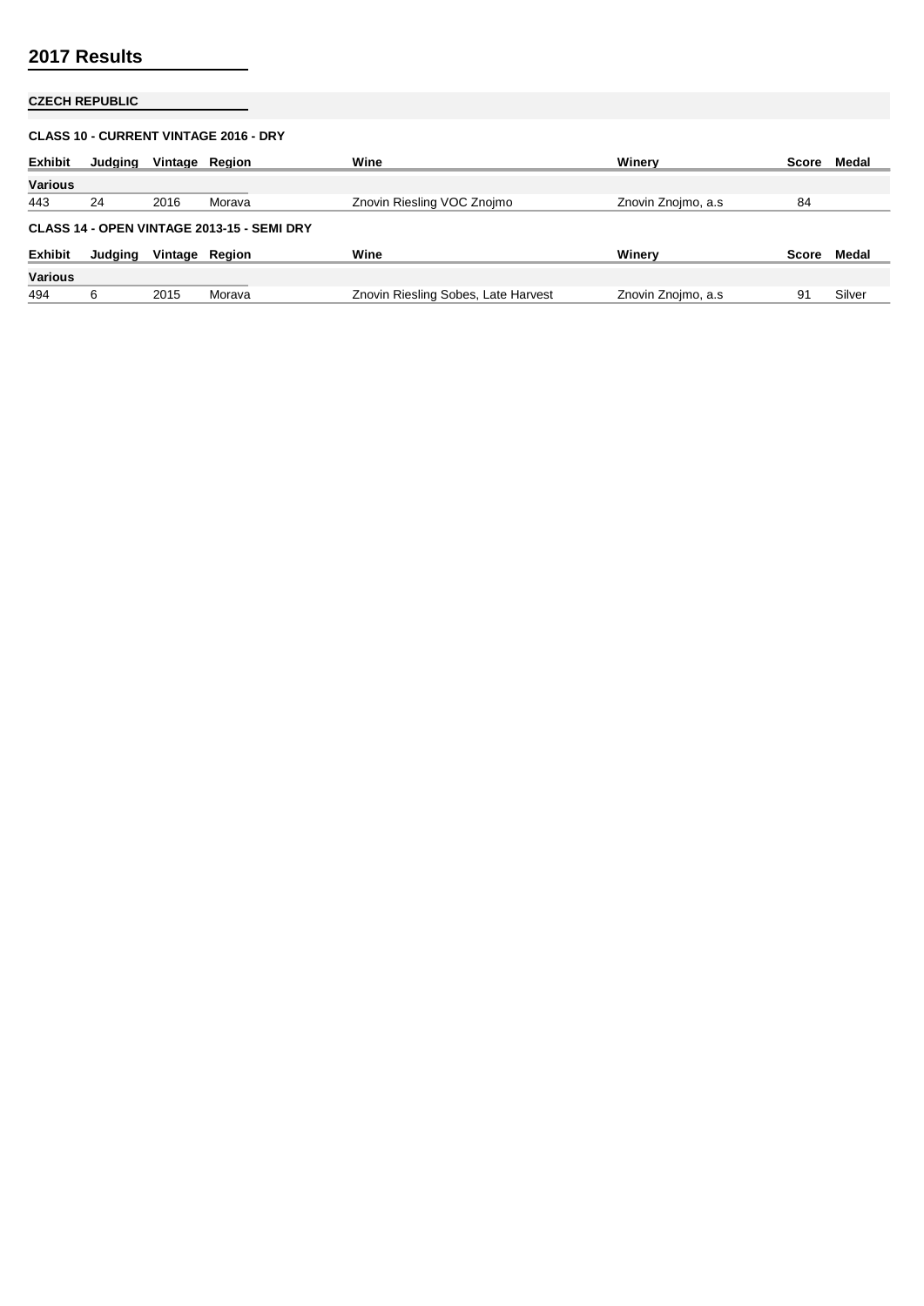## 2017 Results

### CZECH REPUBLIC

#### CLASS 10 - CURRENT VINTAGE 2016 - DRY

| Exhibit | Judging | Vintage | Region | Wine | Winery | Score | Medal |
|---|---|---|---|---|---|---|---|
| **Various** | | | | | | | |
| 443 | 24 | 2016 | Morava | Znovin Riesling VOC Znojmo | Znovin Znojmo, a.s | 84 | |

#### CLASS 14 - OPEN VINTAGE 2013-15 - SEMI DRY

| Exhibit | Judging | Vintage | Region | Wine | Winery | Score | Medal |
|---|---|---|---|---|---|---|---|
| **Various** | | | | | | | |
| 494 | 6 | 2015 | Morava | Znovin Riesling Sobes, Late Harvest | Znovin Znojmo, a.s | 91 | Silver |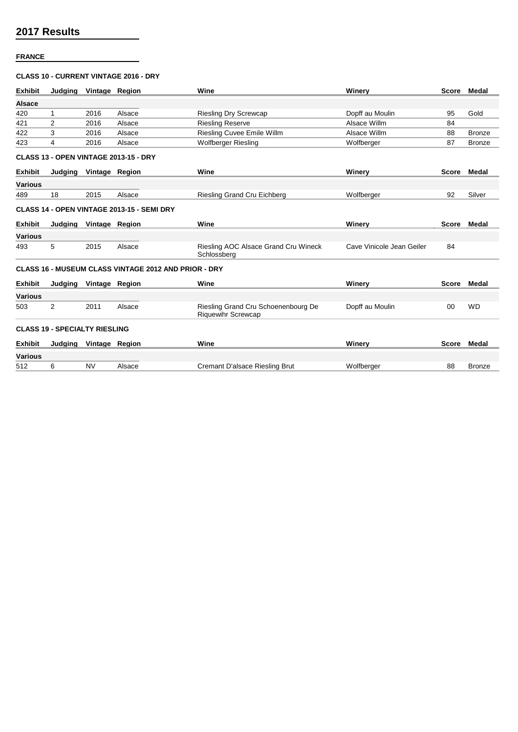## 2017 Results

**FRANCE**

**CLASS 10 - CURRENT VINTAGE 2016 - DRY**

| Exhibit | Judging | Vintage | Region | Wine | Winery | Score | Medal |
|---|---|---|---|---|---|---|---|
| **Alsace** | | | | | | | |
| 420 | 1 | 2016 | Alsace | Riesling Dry Screwcap | Dopff au Moulin | 95 | Gold |
| 421 | 2 | 2016 | Alsace | Riesling Reserve | Alsace Willm | 84 | |
| 422 | 3 | 2016 | Alsace | Riesling Cuvee Emile Willm | Alsace Willm | 88 | Bronze |
| 423 | 4 | 2016 | Alsace | Wolfberger Riesling | Wolfberger | 87 | Bronze |

**CLASS 13 - OPEN VINTAGE 2013-15 - DRY**

| Exhibit | Judging | Vintage | Region | Wine | Winery | Score | Medal |
|---|---|---|---|---|---|---|---|
| **Various** | | | | | | | |
| 489 | 18 | 2015 | Alsace | Riesling Grand Cru Eichberg | Wolfberger | 92 | Silver |

**CLASS 14 - OPEN VINTAGE 2013-15 - SEMI DRY**

| Exhibit | Judging | Vintage | Region | Wine | Winery | Score | Medal |
|---|---|---|---|---|---|---|---|
| **Various** | | | | | | | |
| 493 | 5 | 2015 | Alsace | Riesling AOC Alsace Grand Cru Wineck Schlossberg | Cave Vinicole Jean Geiler | 84 | |

**CLASS 16 - MUSEUM CLASS VINTAGE 2012 AND PRIOR - DRY**

| Exhibit | Judging | Vintage | Region | Wine | Winery | Score | Medal |
|---|---|---|---|---|---|---|---|
| **Various** | | | | | | | |
| 503 | 2 | 2011 | Alsace | Riesling Grand Cru Schoenenbourg De Riquewihr Screwcap | Dopff au Moulin | 00 | WD |

**CLASS 19 - SPECIALTY RIESLING**

| Exhibit | Judging | Vintage | Region | Wine | Winery | Score | Medal |
|---|---|---|---|---|---|---|---|
| **Various** | | | | | | | |
| 512 | 6 | NV | Alsace | Cremant D'alsace Riesling Brut | Wolfberger | 88 | Bronze |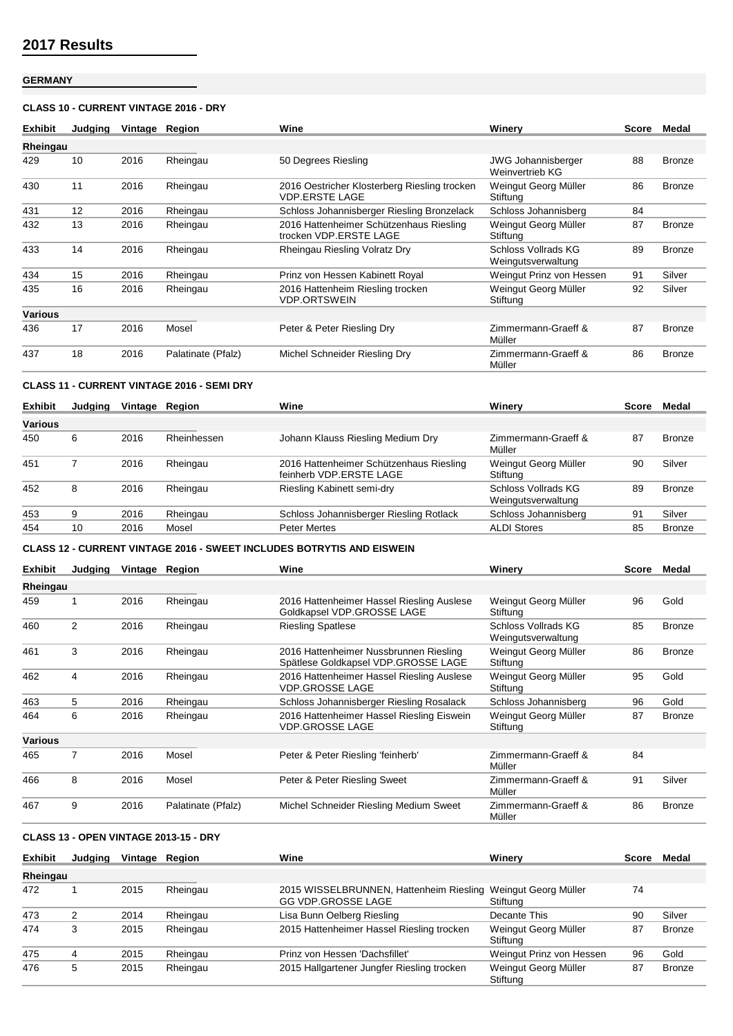## 2017 Results

### GERMANY

#### CLASS 10 - CURRENT VINTAGE 2016 - DRY

| Exhibit | Judging | Vintage | Region | Wine | Winery | Score | Medal |
|---|---|---|---|---|---|---|---|
| **Rheingau** | | | | | | | |
| 429 | 10 | 2016 | Rheingau | 50 Degrees Riesling | JWG Johannisberger Weinvertrieb KG | 88 | Bronze |
| 430 | 11 | 2016 | Rheingau | 2016 Oestricher Klosterberg Riesling trocken VDP.ERSTE LAGE | Weingut Georg Müller Stiftung | 86 | Bronze |
| 431 | 12 | 2016 | Rheingau | Schloss Johannisberger Riesling Bronzelack | Schloss Johannisberg | 84 | |
| 432 | 13 | 2016 | Rheingau | 2016 Hattenheimer Schützenhaus Riesling trocken VDP.ERSTE LAGE | Weingut Georg Müller Stiftung | 87 | Bronze |
| 433 | 14 | 2016 | Rheingau | Rheingau Riesling Volratz Dry | Schloss Vollrads KG Weingutsverwaltung | 89 | Bronze |
| 434 | 15 | 2016 | Rheingau | Prinz von Hessen Kabinett Royal | Weingut Prinz von Hessen | 91 | Silver |
| 435 | 16 | 2016 | Rheingau | 2016 Hattenheim Riesling trocken VDP.ORTSWEIN | Weingut Georg Müller Stiftung | 92 | Silver |
| **Various** | | | | | | | |
| 436 | 17 | 2016 | Mosel | Peter & Peter Riesling Dry | Zimmermann-Graeff & Müller | 87 | Bronze |
| 437 | 18 | 2016 | Palatinate (Pfalz) | Michel Schneider Riesling Dry | Zimmermann-Graeff & Müller | 86 | Bronze |

#### CLASS 11 - CURRENT VINTAGE 2016 - SEMI DRY

| Exhibit | Judging | Vintage | Region | Wine | Winery | Score | Medal |
|---|---|---|---|---|---|---|---|
| **Various** | | | | | | | |
| 450 | 6 | 2016 | Rheinhessen | Johann Klauss Riesling Medium Dry | Zimmermann-Graeff & Müller | 87 | Bronze |
| 451 | 7 | 2016 | Rheingau | 2016 Hattenheimer Schützenhaus Riesling feinherb VDP.ERSTE LAGE | Weingut Georg Müller Stiftung | 90 | Silver |
| 452 | 8 | 2016 | Rheingau | Riesling Kabinett semi-dry | Schloss Vollrads KG Weingutsverwaltung | 89 | Bronze |
| 453 | 9 | 2016 | Rheingau | Schloss Johannisberger Riesling Rotlack | Schloss Johannisberg | 91 | Silver |
| 454 | 10 | 2016 | Mosel | Peter Mertes | ALDI Stores | 85 | Bronze |

#### CLASS 12 - CURRENT VINTAGE 2016 - SWEET INCLUDES BOTRYTIS AND EISWEIN

| Exhibit | Judging | Vintage | Region | Wine | Winery | Score | Medal |
|---|---|---|---|---|---|---|---|
| **Rheingau** | | | | | | | |
| 459 | 1 | 2016 | Rheingau | 2016 Hattenheimer Hassel Riesling Auslese Goldkapsel VDP.GROSSE LAGE | Weingut Georg Müller Stiftung | 96 | Gold |
| 460 | 2 | 2016 | Rheingau | Riesling Spatlese | Schloss Vollrads KG Weingutsverwaltung | 85 | Bronze |
| 461 | 3 | 2016 | Rheingau | 2016 Hattenheimer Nussbrunnen Riesling Spätlese Goldkapsel VDP.GROSSE LAGE | Weingut Georg Müller Stiftung | 86 | Bronze |
| 462 | 4 | 2016 | Rheingau | 2016 Hattenheimer Hassel Riesling Auslese VDP.GROSSE LAGE | Weingut Georg Müller Stiftung | 95 | Gold |
| 463 | 5 | 2016 | Rheingau | Schloss Johannisberger Riesling Rosalack | Schloss Johannisberg | 96 | Gold |
| 464 | 6 | 2016 | Rheingau | 2016 Hattenheimer Hassel Riesling Eiswein VDP.GROSSE LAGE | Weingut Georg Müller Stiftung | 87 | Bronze |
| **Various** | | | | | | | |
| 465 | 7 | 2016 | Mosel | Peter & Peter Riesling 'feinherb' | Zimmermann-Graeff & Müller | 84 | |
| 466 | 8 | 2016 | Mosel | Peter & Peter Riesling Sweet | Zimmermann-Graeff & Müller | 91 | Silver |
| 467 | 9 | 2016 | Palatinate (Pfalz) | Michel Schneider Riesling Medium Sweet | Zimmermann-Graeff & Müller | 86 | Bronze |

#### CLASS 13 - OPEN VINTAGE 2013-15 - DRY

| Exhibit | Judging | Vintage | Region | Wine | Winery | Score | Medal |
|---|---|---|---|---|---|---|---|
| **Rheingau** | | | | | | | |
| 472 | 1 | 2015 | Rheingau | 2015 WISSELBRUNNEN, Hattenheim Riesling GG VDP.GROSSE LAGE | Weingut Georg Müller Stiftung | 74 | |
| 473 | 2 | 2014 | Rheingau | Lisa Bunn Oelberg Riesling | Decante This | 90 | Silver |
| 474 | 3 | 2015 | Rheingau | 2015 Hattenheimer Hassel Riesling trocken | Weingut Georg Müller Stiftung | 87 | Bronze |
| 475 | 4 | 2015 | Rheingau | Prinz von Hessen 'Dachsfillet' | Weingut Prinz von Hessen | 96 | Gold |
| 476 | 5 | 2015 | Rheingau | 2015 Hallgartener Jungfer Riesling trocken | Weingut Georg Müller Stiftung | 87 | Bronze |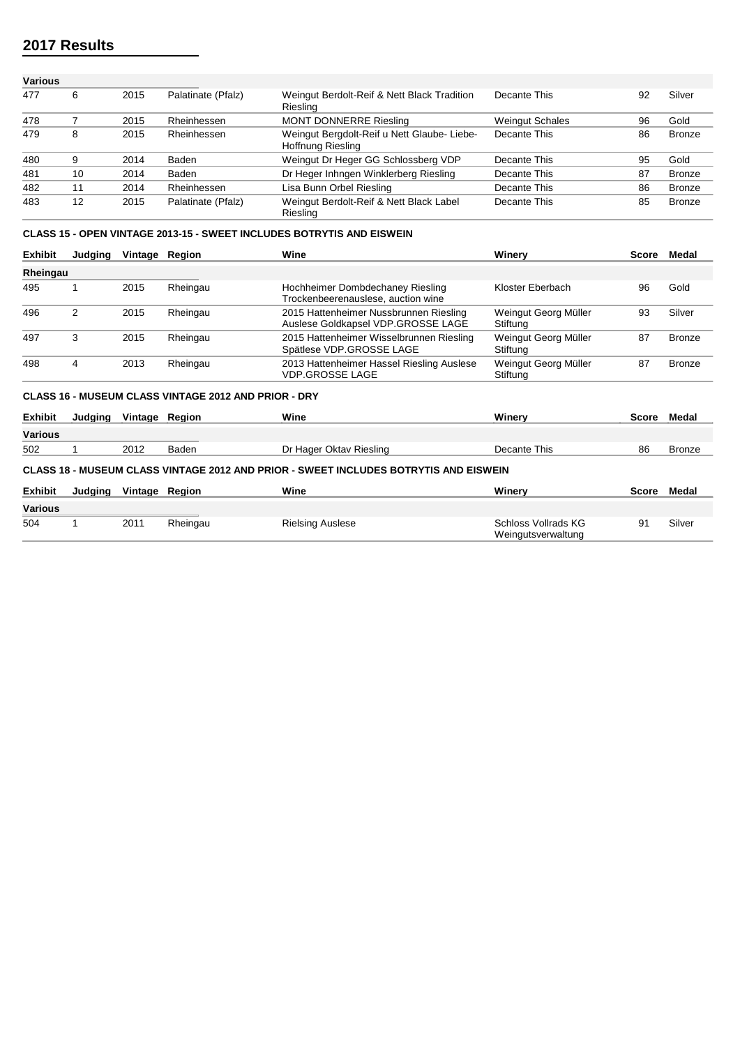## 2017 Results

| Exhibit | Judging | Vintage | Region | Wine | Winery | Score | Medal |
|---|---|---|---|---|---|---|---|
| **Various** | | | | | | | |
| 477 | 6 | 2015 | Palatinate (Pfalz) | Weingut Berdolt-Reif & Nett Black Tradition Riesling | Decante This | 92 | Silver |
| 478 | 7 | 2015 | Rheinhessen | MONT DONNERRE Riesling | Weingut Schales | 96 | Gold |
| 479 | 8 | 2015 | Rheinhessen | Weingut Bergdolt-Reif u Nett Glaube- Liebe-Hoffnung Riesling | Decante This | 86 | Bronze |
| 480 | 9 | 2014 | Baden | Weingut Dr Heger GG Schlossberg VDP | Decante This | 95 | Gold |
| 481 | 10 | 2014 | Baden | Dr Heger Inhngen Winklerberg Riesling | Decante This | 87 | Bronze |
| 482 | 11 | 2014 | Rheinhessen | Lisa Bunn Orbel Riesling | Decante This | 86 | Bronze |
| 483 | 12 | 2015 | Palatinate (Pfalz) | Weingut Berdolt-Reif & Nett Black Label Riesling | Decante This | 85 | Bronze |

**CLASS 15 - OPEN VINTAGE 2013-15 - SWEET INCLUDES BOTRYTIS AND EISWEIN**

| Exhibit | Judging | Vintage | Region | Wine | Winery | Score | Medal |
|---|---|---|---|---|---|---|---|
| **Rheingau** | | | | | | | |
| 495 | 1 | 2015 | Rheingau | Hochheimer Dombdechaney Riesling Trockenbeerenauslese, auction wine | Kloster Eberbach | 96 | Gold |
| 496 | 2 | 2015 | Rheingau | 2015 Hattenheimer Nussbrunnen Riesling Auslese Goldkapsel VDP.GROSSE LAGE | Weingut Georg Müller Stiftung | 93 | Silver |
| 497 | 3 | 2015 | Rheingau | 2015 Hattenheimer Wisselbrunnen Riesling Spätlese VDP.GROSSE LAGE | Weingut Georg Müller Stiftung | 87 | Bronze |
| 498 | 4 | 2013 | Rheingau | 2013 Hattenheimer Hassel Riesling Auslese VDP.GROSSE LAGE | Weingut Georg Müller Stiftung | 87 | Bronze |

**CLASS 16 - MUSEUM CLASS VINTAGE 2012 AND PRIOR - DRY**

| Exhibit | Judging | Vintage | Region | Wine | Winery | Score | Medal |
|---|---|---|---|---|---|---|---|
| **Various** | | | | | | | |
| 502 | 1 | 2012 | Baden | Dr Hager Oktav Riesling | Decante This | 86 | Bronze |

**CLASS 18 - MUSEUM CLASS VINTAGE 2012 AND PRIOR - SWEET INCLUDES BOTRYTIS AND EISWEIN**

| Exhibit | Judging | Vintage | Region | Wine | Winery | Score | Medal |
|---|---|---|---|---|---|---|---|
| **Various** | | | | | | | |
| 504 | 1 | 2011 | Rheingau | Rielsing Auslese | Schloss Vollrads KG Weingutsverwaltung | 91 | Silver |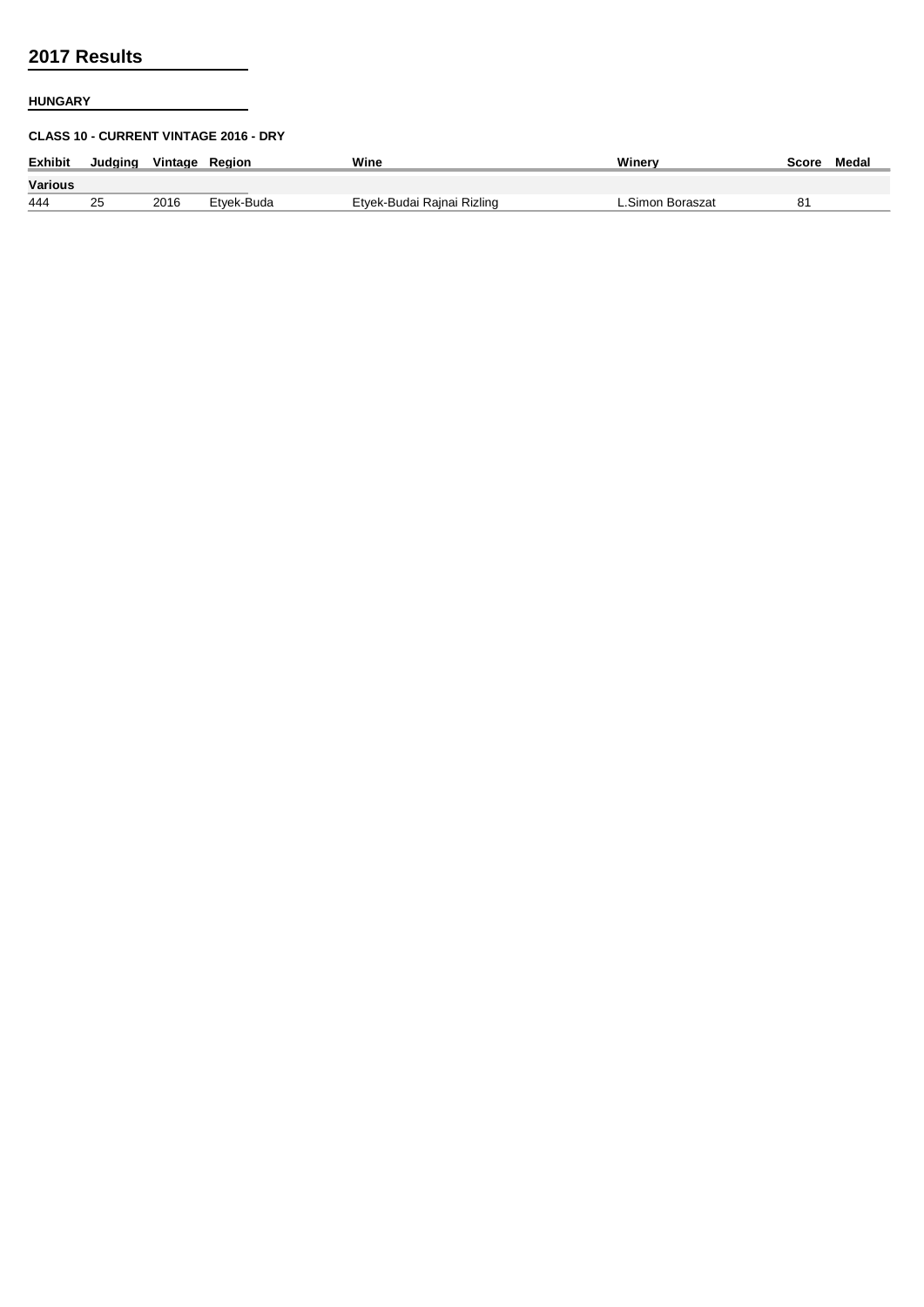## 2017 Results

**HUNGARY**

**CLASS 10 - CURRENT VINTAGE 2016 - DRY**

| Exhibit | Judging | Vintage | Region | Wine | Winery | Score | Medal |
|---|---|---|---|---|---|---|---|
| **Various** | | | | | | | |
| 444 | 25 | 2016 | Etyek-Buda | Etyek-Budai Rajnai Rizling | L.Simon Boraszat | 81 | |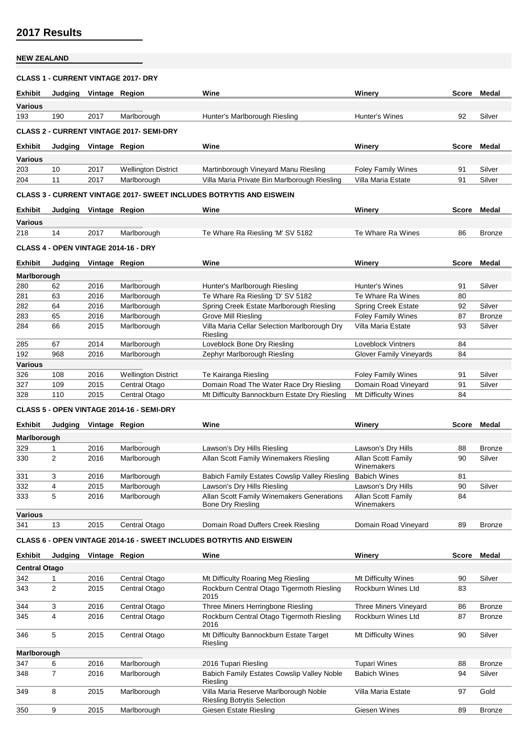# 2017 Results

## NEW ZEALAND

### CLASS 1 - CURRENT VINTAGE 2017- DRY

| Exhibit | Judging | Vintage | Region | Wine | Winery | Score | Medal |
|---|---|---|---|---|---|---|---|
| **Various** | | | | | | | |
| 193 | 190 | 2017 | Marlborough | Hunter's Marlborough Riesling | Hunter's Wines | 92 | Silver |

### CLASS 2 - CURRENT VINTAGE 2017- SEMI-DRY

| Exhibit | Judging | Vintage | Region | Wine | Winery | Score | Medal |
|---|---|---|---|---|---|---|---|
| **Various** | | | | | | | |
| 203 | 10 | 2017 | Wellington District | Martinborough Vineyard Manu Riesling | Foley Family Wines | 91 | Silver |
| 204 | 11 | 2017 | Marlborough | Villa Maria Private Bin Marlborough Riesling | Villa Maria Estate | 91 | Silver |

### CLASS 3 - CURRENT VINTAGE 2017- SWEET INCLUDES BOTRYTIS AND EISWEIN

| Exhibit | Judging | Vintage | Region | Wine | Winery | Score | Medal |
|---|---|---|---|---|---|---|---|
| **Various** | | | | | | | |
| 218 | 14 | 2017 | Marlborough | Te Whare Ra Riesling 'M' SV 5182 | Te Whare Ra Wines | 86 | Bronze |

### CLASS 4 - OPEN VINTAGE 2014-16 - DRY

| Exhibit | Judging | Vintage | Region | Wine | Winery | Score | Medal |
|---|---|---|---|---|---|---|---|
| **Marlborough** | | | | | | | |
| 280 | 62 | 2016 | Marlborough | Hunter's Marlborough Riesling | Hunter's Wines | 91 | Silver |
| 281 | 63 | 2016 | Marlborough | Te Whare Ra Riesling 'D' SV 5182 | Te Whare Ra Wines | 80 | |
| 282 | 64 | 2016 | Marlborough | Spring Creek Estate Marlborough Riesling | Spring Creek Estate | 92 | Silver |
| 283 | 65 | 2016 | Marlborough | Grove Mill Riesling | Foley Family Wines | 87 | Bronze |
| 284 | 66 | 2015 | Marlborough | Villa Maria Cellar Selection Marlborough Dry Riesling | Villa Maria Estate | 93 | Silver |
| 285 | 67 | 2014 | Marlborough | Loveblock Bone Dry Riesling | Loveblock Vintners | 84 | |
| 192 | 968 | 2016 | Marlborough | Zephyr Marlborough Riesling | Glover Family Vineyards | 84 | |
| **Various** | | | | | | | |
| 326 | 108 | 2016 | Wellington District | Te Kairanga Riesling | Foley Family Wines | 91 | Silver |
| 327 | 109 | 2015 | Central Otago | Domain Road The Water Race Dry Riesling | Domain Road Vineyard | 91 | Silver |
| 328 | 110 | 2015 | Central Otago | Mt Difficulty Bannockburn Estate Dry Riesling | Mt Difficulty Wines | 84 | |

### CLASS 5 - OPEN VINTAGE 2014-16 - SEMI-DRY

| Exhibit | Judging | Vintage | Region | Wine | Winery | Score | Medal |
|---|---|---|---|---|---|---|---|
| **Marlborough** | | | | | | | |
| 329 | 1 | 2016 | Marlborough | Lawson's Dry Hills Riesling | Lawson's Dry Hills | 88 | Bronze |
| 330 | 2 | 2016 | Marlborough | Allan Scott Family Winemakers Riesling | Allan Scott Family Winemakers | 90 | Silver |
| 331 | 3 | 2016 | Marlborough | Babich Family Estates Cowslip Valley Riesling | Babich Wines | 81 | |
| 332 | 4 | 2015 | Marlborough | Lawson's Dry Hills Riesling | Lawson's Dry Hills | 90 | Silver |
| 333 | 5 | 2016 | Marlborough | Allan Scott Family Winemakers Generations Bone Dry Riesling | Allan Scott Family Winemakers | 84 | |
| **Various** | | | | | | | |
| 341 | 13 | 2015 | Central Otago | Domain Road Duffers Creek Riesling | Domain Road Vineyard | 89 | Bronze |

### CLASS 6 - OPEN VINTAGE 2014-16 - SWEET INCLUDES BOTRYTIS AND EISWEIN

| Exhibit | Judging | Vintage | Region | Wine | Winery | Score | Medal |
|---|---|---|---|---|---|---|---|
| **Central Otago** | | | | | | | |
| 342 | 1 | 2016 | Central Otago | Mt Difficulty Roaring Meg Riesling | Mt Difficulty Wines | 90 | Silver |
| 343 | 2 | 2015 | Central Otago | Rockburn Central Otago Tigermoth Riesling 2015 | Rockburn Wines Ltd | 83 | |
| 344 | 3 | 2016 | Central Otago | Three Miners Herringbone Riesling | Three Miners Vineyard | 86 | Bronze |
| 345 | 4 | 2016 | Central Otago | Rockburn Central Otago Tigermoth Riesling 2016 | Rockburn Wines Ltd | 87 | Bronze |
| 346 | 5 | 2015 | Central Otago | Mt Difficulty Bannockburn Estate Target Riesling | Mt Difficulty Wines | 90 | Silver |
| **Marlborough** | | | | | | | |
| 347 | 6 | 2016 | Marlborough | 2016 Tupari Riesling | Tupari Wines | 88 | Bronze |
| 348 | 7 | 2016 | Marlborough | Babich Family Estates Cowslip Valley Noble Riesling | Babich Wines | 94 | Silver |
| 349 | 8 | 2015 | Marlborough | Villa Maria Reserve Marlborough Noble Riesling Botrytis Selection | Villa Maria Estate | 97 | Gold |
| 350 | 9 | 2015 | Marlborough | Giesen Estate Riesling | Giesen Wines | 89 | Bronze |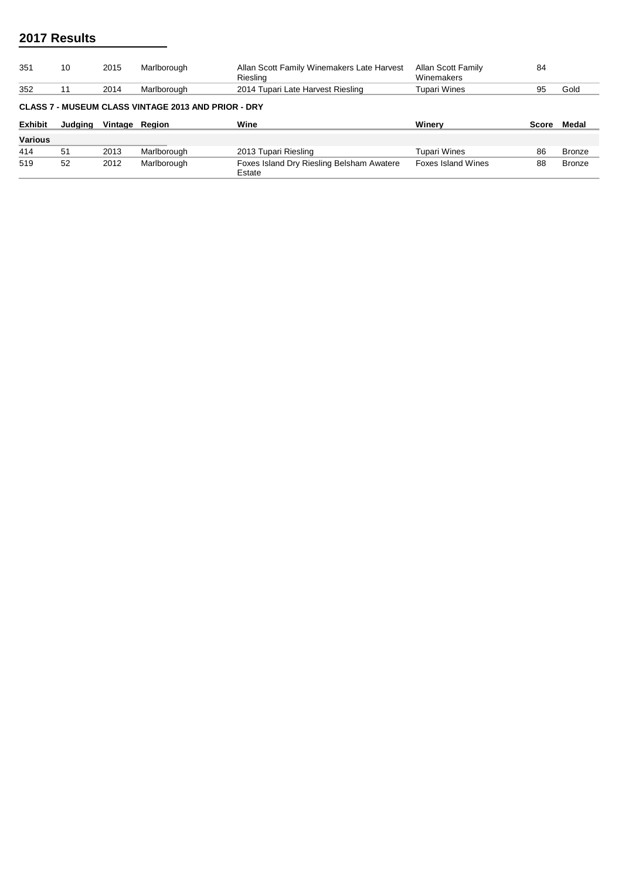## 2017 Results

| | | | | | | | |
|---|---|---|---|---|---|---|---|
| 351 | 10 | 2015 | Marlborough | Allan Scott Family Winemakers Late Harvest Riesling | Allan Scott Family Winemakers | 84 | |
| 352 | 11 | 2014 | Marlborough | 2014 Tupari Late Harvest Riesling | Tupari Wines | 95 | Gold |

**CLASS 7 - MUSEUM CLASS VINTAGE 2013 AND PRIOR - DRY**

| Exhibit | Judging | Vintage | Region | Wine | Winery | Score | Medal |
|---|---|---|---|---|---|---|---|
| **Various** | | | | | | | |
| 414 | 51 | 2013 | Marlborough | 2013 Tupari Riesling | Tupari Wines | 86 | Bronze |
| 519 | 52 | 2012 | Marlborough | Foxes Island Dry Riesling Belsham Awatere Estate | Foxes Island Wines | 88 | Bronze |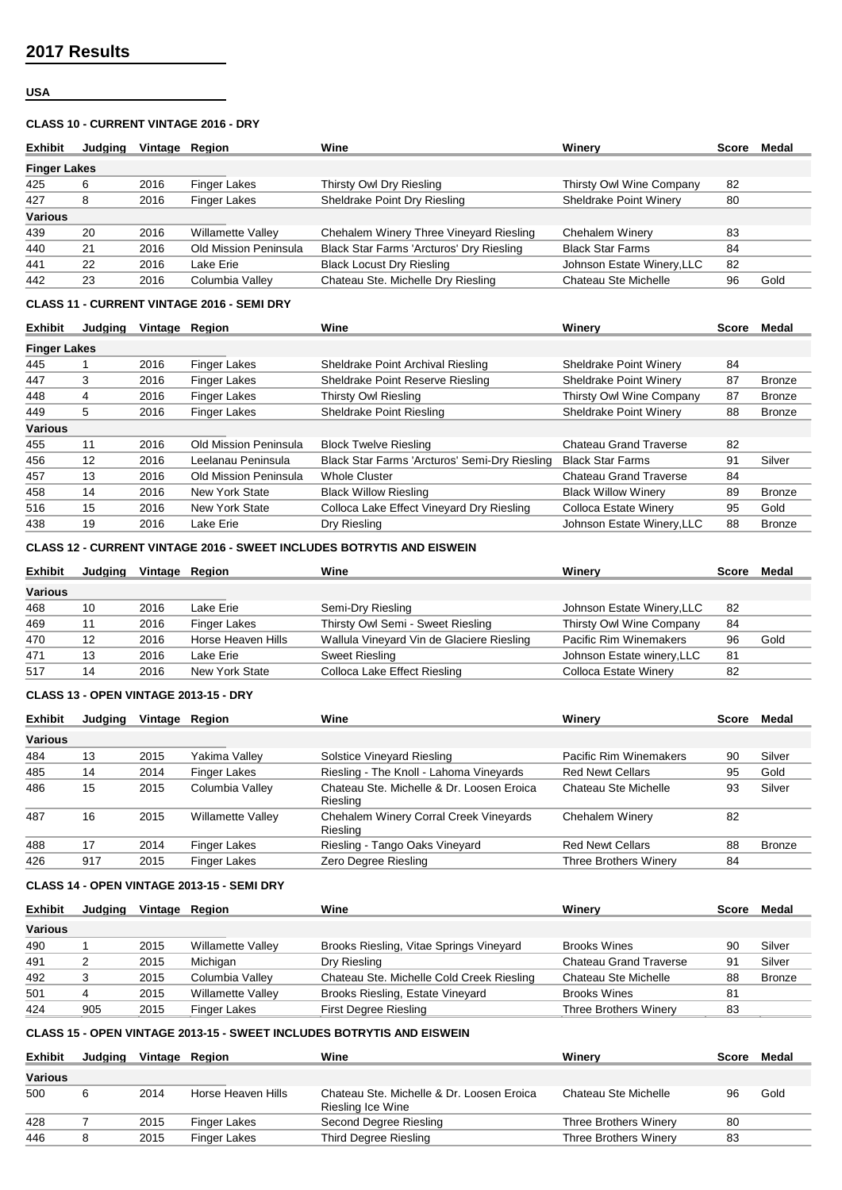# 2017 Results

## USA

### CLASS 10 - CURRENT VINTAGE 2016 - DRY

| Exhibit | Judging | Vintage | Region | Wine | Winery | Score | Medal |
|---|---|---|---|---|---|---|---|
| **Finger Lakes** | | | | | | | |
| 425 | 6 | 2016 | Finger Lakes | Thirsty Owl Dry Riesling | Thirsty Owl Wine Company | 82 | |
| 427 | 8 | 2016 | Finger Lakes | Sheldrake Point Dry Riesling | Sheldrake Point Winery | 80 | |
| **Various** | | | | | | | |
| 439 | 20 | 2016 | Willamette Valley | Chehalem Winery Three Vineyard Riesling | Chehalem Winery | 83 | |
| 440 | 21 | 2016 | Old Mission Peninsula | Black Star Farms 'Arcturos' Dry Riesling | Black Star Farms | 84 | |
| 441 | 22 | 2016 | Lake Erie | Black Locust Dry Riesling | Johnson Estate Winery,LLC | 82 | |
| 442 | 23 | 2016 | Columbia Valley | Chateau Ste. Michelle Dry Riesling | Chateau Ste Michelle | 96 | Gold |

### CLASS 11 - CURRENT VINTAGE 2016 - SEMI DRY

| Exhibit | Judging | Vintage | Region | Wine | Winery | Score | Medal |
|---|---|---|---|---|---|---|---|
| **Finger Lakes** | | | | | | | |
| 445 | 1 | 2016 | Finger Lakes | Sheldrake Point Archival Riesling | Sheldrake Point Winery | 84 | |
| 447 | 3 | 2016 | Finger Lakes | Sheldrake Point Reserve Riesling | Sheldrake Point Winery | 87 | Bronze |
| 448 | 4 | 2016 | Finger Lakes | Thirsty Owl Riesling | Thirsty Owl Wine Company | 87 | Bronze |
| 449 | 5 | 2016 | Finger Lakes | Sheldrake Point Riesling | Sheldrake Point Winery | 88 | Bronze |
| **Various** | | | | | | | |
| 455 | 11 | 2016 | Old Mission Peninsula | Block Twelve Riesling | Chateau Grand Traverse | 82 | |
| 456 | 12 | 2016 | Leelanau Peninsula | Black Star Farms 'Arcturos' Semi-Dry Riesling | Black Star Farms | 91 | Silver |
| 457 | 13 | 2016 | Old Mission Peninsula | Whole Cluster | Chateau Grand Traverse | 84 | |
| 458 | 14 | 2016 | New York State | Black Willow Riesling | Black Willow Winery | 89 | Bronze |
| 516 | 15 | 2016 | New York State | Colloca Lake Effect Vineyard Dry Riesling | Colloca Estate Winery | 95 | Gold |
| 438 | 19 | 2016 | Lake Erie | Dry Riesling | Johnson Estate Winery,LLC | 88 | Bronze |

### CLASS 12 - CURRENT VINTAGE 2016 - SWEET INCLUDES BOTRYTIS AND EISWEIN

| Exhibit | Judging | Vintage | Region | Wine | Winery | Score | Medal |
|---|---|---|---|---|---|---|---|
| **Various** | | | | | | | |
| 468 | 10 | 2016 | Lake Erie | Semi-Dry Riesling | Johnson Estate Winery,LLC | 82 | |
| 469 | 11 | 2016 | Finger Lakes | Thirsty Owl Semi - Sweet Riesling | Thirsty Owl Wine Company | 84 | |
| 470 | 12 | 2016 | Horse Heaven Hills | Wallula Vineyard Vin de Glaciere Riesling | Pacific Rim Winemakers | 96 | Gold |
| 471 | 13 | 2016 | Lake Erie | Sweet Riesling | Johnson Estate winery,LLC | 81 | |
| 517 | 14 | 2016 | New York State | Colloca Lake Effect Riesling | Colloca Estate Winery | 82 | |

### CLASS 13 - OPEN VINTAGE 2013-15 - DRY

| Exhibit | Judging | Vintage | Region | Wine | Winery | Score | Medal |
|---|---|---|---|---|---|---|---|
| **Various** | | | | | | | |
| 484 | 13 | 2015 | Yakima Valley | Solstice Vineyard Riesling | Pacific Rim Winemakers | 90 | Silver |
| 485 | 14 | 2014 | Finger Lakes | Riesling - The Knoll - Lahoma Vineyards | Red Newt Cellars | 95 | Gold |
| 486 | 15 | 2015 | Columbia Valley | Chateau Ste. Michelle & Dr. Loosen Eroica Riesling | Chateau Ste Michelle | 93 | Silver |
| 487 | 16 | 2015 | Willamette Valley | Chehalem Winery Corral Creek Vineyards Riesling | Chehalem Winery | 82 | |
| 488 | 17 | 2014 | Finger Lakes | Riesling - Tango Oaks Vineyard | Red Newt Cellars | 88 | Bronze |
| 426 | 917 | 2015 | Finger Lakes | Zero Degree Riesling | Three Brothers Winery | 84 | |

### CLASS 14 - OPEN VINTAGE 2013-15 - SEMI DRY

| Exhibit | Judging | Vintage | Region | Wine | Winery | Score | Medal |
|---|---|---|---|---|---|---|---|
| **Various** | | | | | | | |
| 490 | 1 | 2015 | Willamette Valley | Brooks Riesling, Vitae Springs Vineyard | Brooks Wines | 90 | Silver |
| 491 | 2 | 2015 | Michigan | Dry Riesling | Chateau Grand Traverse | 91 | Silver |
| 492 | 3 | 2015 | Columbia Valley | Chateau Ste. Michelle Cold Creek Riesling | Chateau Ste Michelle | 88 | Bronze |
| 501 | 4 | 2015 | Willamette Valley | Brooks Riesling, Estate Vineyard | Brooks Wines | 81 | |
| 424 | 905 | 2015 | Finger Lakes | First Degree Riesling | Three Brothers Winery | 83 | |

### CLASS 15 - OPEN VINTAGE 2013-15 - SWEET INCLUDES BOTRYTIS AND EISWEIN

| Exhibit | Judging | Vintage | Region | Wine | Winery | Score | Medal |
|---|---|---|---|---|---|---|---|
| **Various** | | | | | | | |
| 500 | 6 | 2014 | Horse Heaven Hills | Chateau Ste. Michelle & Dr. Loosen Eroica Riesling Ice Wine | Chateau Ste Michelle | 96 | Gold |
| 428 | 7 | 2015 | Finger Lakes | Second Degree Riesling | Three Brothers Winery | 80 | |
| 446 | 8 | 2015 | Finger Lakes | Third Degree Riesling | Three Brothers Winery | 83 | |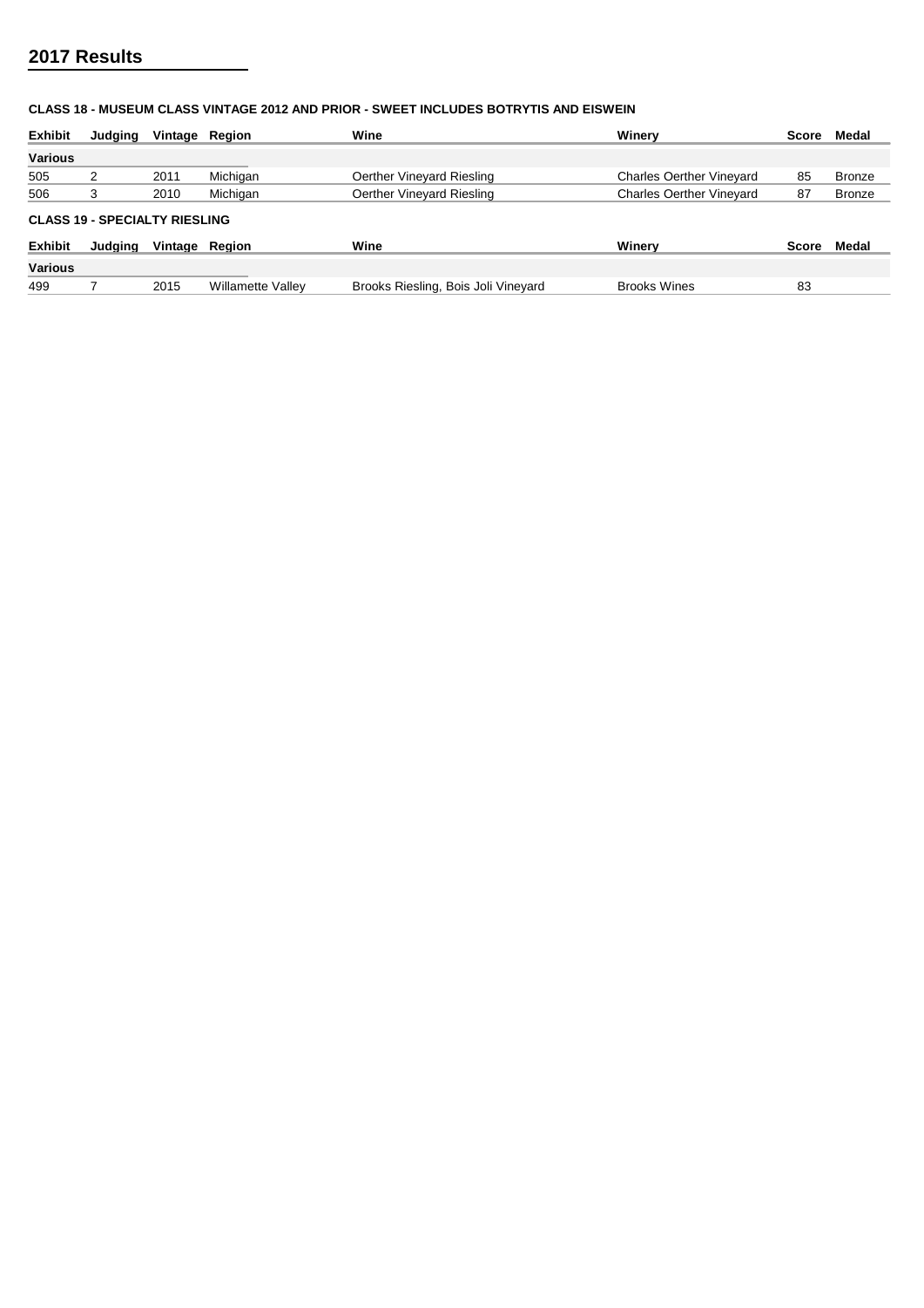## 2017 Results

**CLASS 18 - MUSEUM CLASS VINTAGE 2012 AND PRIOR - SWEET INCLUDES BOTRYTIS AND EISWEIN**

| Exhibit | Judging | Vintage | Region | Wine | Winery | Score | Medal |
|---|---|---|---|---|---|---|---|
| **Various** | | | | | | | |
| 505 | 2 | 2011 | Michigan | Oerther Vineyard Riesling | Charles Oerther Vineyard | 85 | Bronze |
| 506 | 3 | 2010 | Michigan | Oerther Vineyard Riesling | Charles Oerther Vineyard | 87 | Bronze |

**CLASS 19 - SPECIALTY RIESLING**

| Exhibit | Judging | Vintage | Region | Wine | Winery | Score | Medal |
|---|---|---|---|---|---|---|---|
| **Various** | | | | | | | |
| 499 | 7 | 2015 | Willamette Valley | Brooks Riesling, Bois Joli Vineyard | Brooks Wines | 83 | |